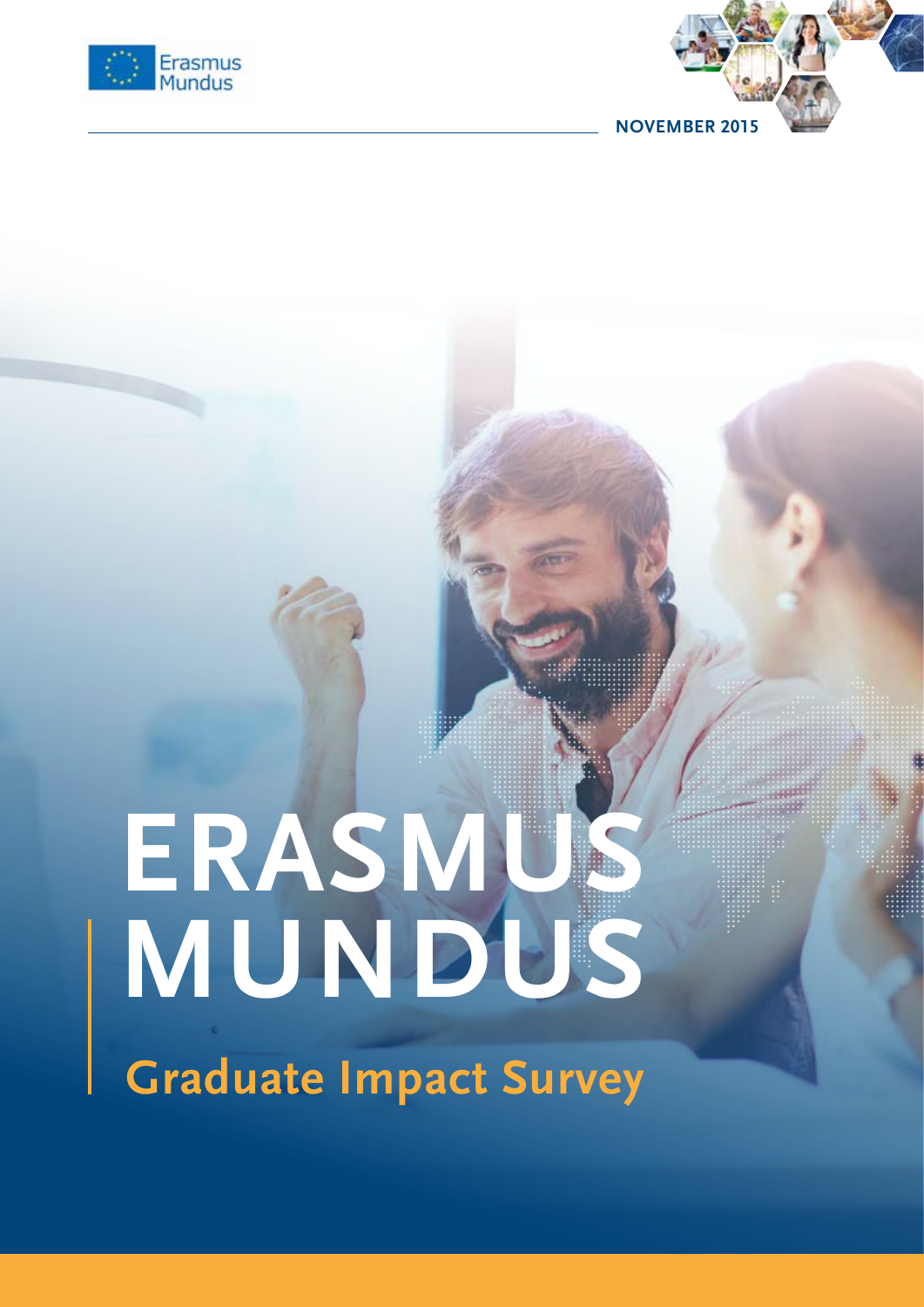Erasmus Mundus

NOVEMBER 2015

# ERASMUS MUNDUS

## Graduate Impact Survey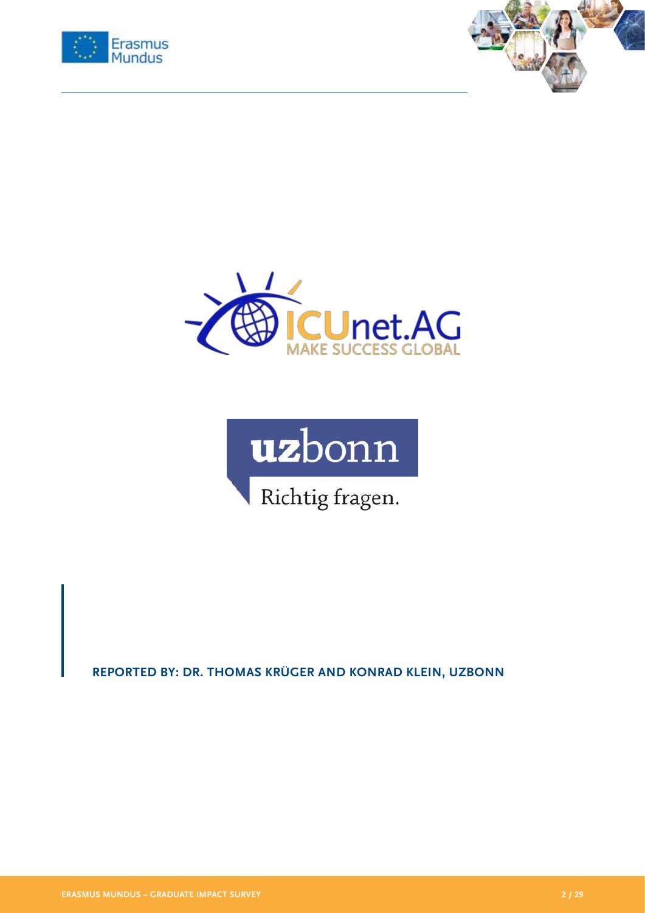REPORTED BY: DR. THOMAS KRÜGER AND KONRAD KLEIN, UZBONN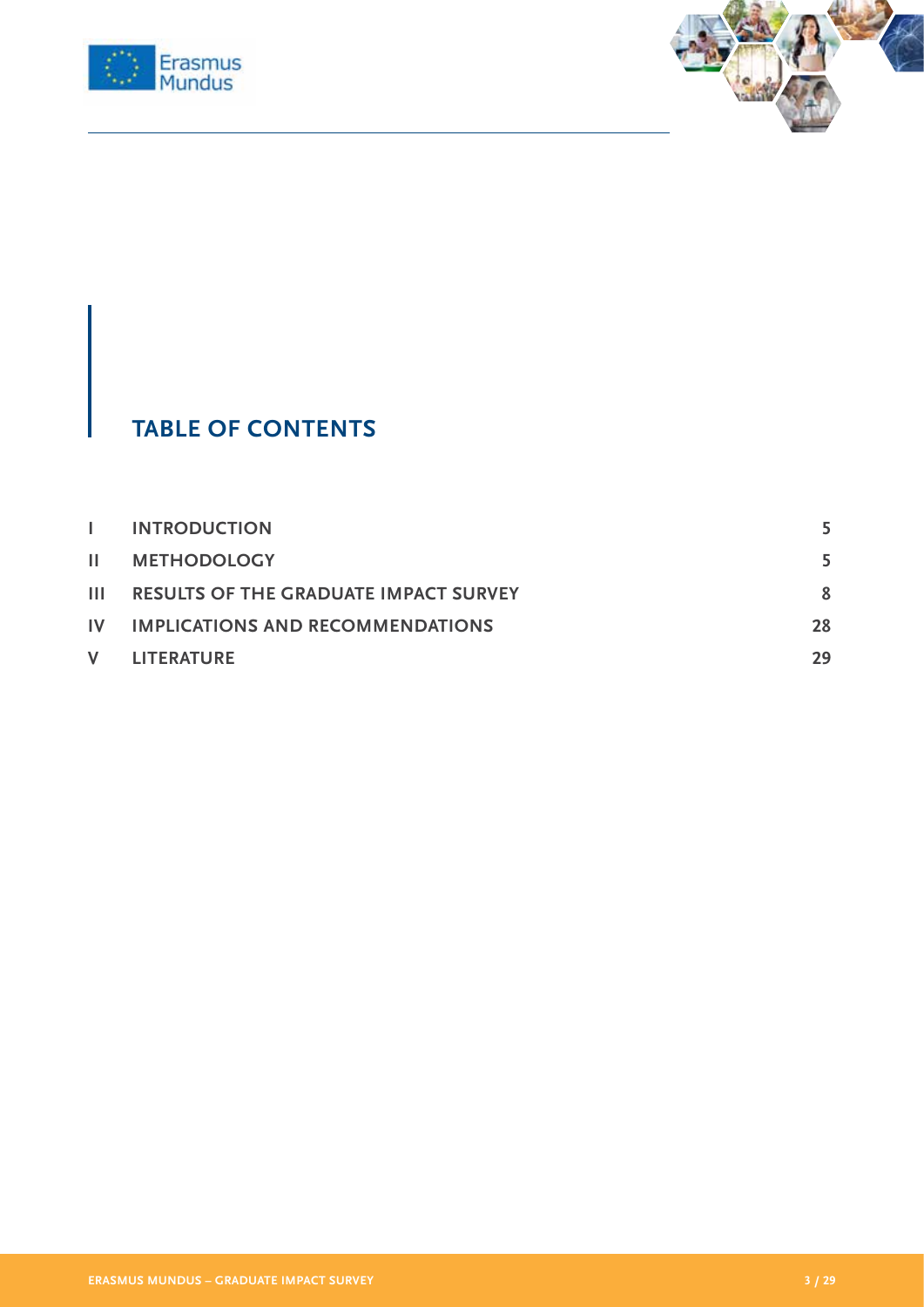# TABLE OF CONTENTS

| | | |
|---|---|---|
| I | INTRODUCTION | 5 |
| II | METHODOLOGY | 5 |
| III | RESULTS OF THE GRADUATE IMPACT SURVEY | 8 |
| IV | IMPLICATIONS AND RECOMMENDATIONS | 28 |
| V | LITERATURE | 29 |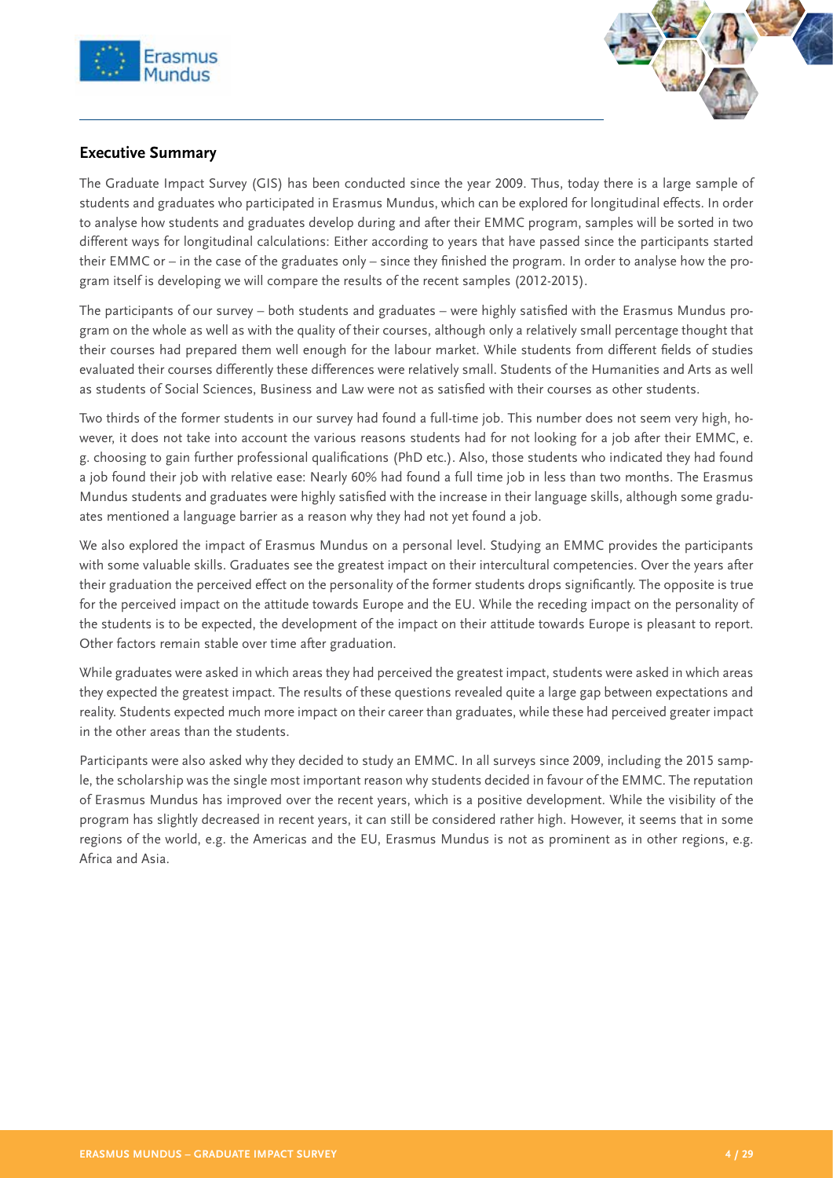## Executive Summary

The Graduate Impact Survey (GIS) has been conducted since the year 2009. Thus, today there is a large sample of students and graduates who participated in Erasmus Mundus, which can be explored for longitudinal effects. In order to analyse how students and graduates develop during and after their EMMC program, samples will be sorted in two different ways for longitudinal calculations: Either according to years that have passed since the participants started their EMMC or – in the case of the graduates only – since they finished the program. In order to analyse how the program itself is developing we will compare the results of the recent samples (2012-2015).

The participants of our survey – both students and graduates – were highly satisfied with the Erasmus Mundus program on the whole as well as with the quality of their courses, although only a relatively small percentage thought that their courses had prepared them well enough for the labour market. While students from different fields of studies evaluated their courses differently these differences were relatively small. Students of the Humanities and Arts as well as students of Social Sciences, Business and Law were not as satisfied with their courses as other students.

Two thirds of the former students in our survey had found a full-time job. This number does not seem very high, however, it does not take into account the various reasons students had for not looking for a job after their EMMC, e. g. choosing to gain further professional qualifications (PhD etc.). Also, those students who indicated they had found a job found their job with relative ease: Nearly 60% had found a full time job in less than two months. The Erasmus Mundus students and graduates were highly satisfied with the increase in their language skills, although some graduates mentioned a language barrier as a reason why they had not yet found a job.

We also explored the impact of Erasmus Mundus on a personal level. Studying an EMMC provides the participants with some valuable skills. Graduates see the greatest impact on their intercultural competencies. Over the years after their graduation the perceived effect on the personality of the former students drops significantly. The opposite is true for the perceived impact on the attitude towards Europe and the EU. While the receding impact on the personality of the students is to be expected, the development of the impact on their attitude towards Europe is pleasant to report. Other factors remain stable over time after graduation.

While graduates were asked in which areas they had perceived the greatest impact, students were asked in which areas they expected the greatest impact. The results of these questions revealed quite a large gap between expectations and reality. Students expected much more impact on their career than graduates, while these had perceived greater impact in the other areas than the students.

Participants were also asked why they decided to study an EMMC. In all surveys since 2009, including the 2015 sample, the scholarship was the single most important reason why students decided in favour of the EMMC. The reputation of Erasmus Mundus has improved over the recent years, which is a positive development. While the visibility of the program has slightly decreased in recent years, it can still be considered rather high. However, it seems that in some regions of the world, e.g. the Americas and the EU, Erasmus Mundus is not as prominent as in other regions, e.g. Africa and Asia.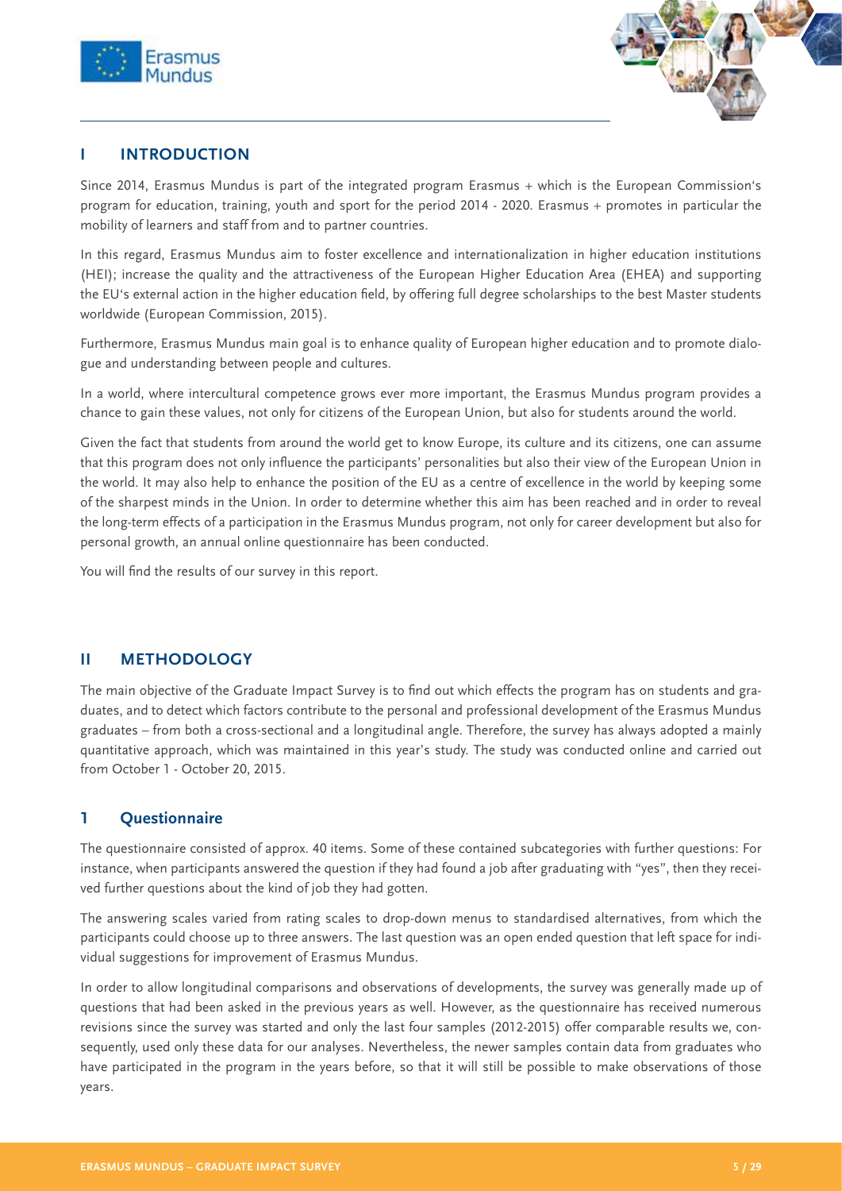## I INTRODUCTION

Since 2014, Erasmus Mundus is part of the integrated program Erasmus + which is the European Commission's program for education, training, youth and sport for the period 2014 - 2020. Erasmus + promotes in particular the mobility of learners and staff from and to partner countries.

In this regard, Erasmus Mundus aim to foster excellence and internationalization in higher education institutions (HEI); increase the quality and the attractiveness of the European Higher Education Area (EHEA) and supporting the EU's external action in the higher education field, by offering full degree scholarships to the best Master students worldwide (European Commission, 2015).

Furthermore, Erasmus Mundus main goal is to enhance quality of European higher education and to promote dialogue and understanding between people and cultures.

In a world, where intercultural competence grows ever more important, the Erasmus Mundus program provides a chance to gain these values, not only for citizens of the European Union, but also for students around the world.

Given the fact that students from around the world get to know Europe, its culture and its citizens, one can assume that this program does not only influence the participants' personalities but also their view of the European Union in the world. It may also help to enhance the position of the EU as a centre of excellence in the world by keeping some of the sharpest minds in the Union. In order to determine whether this aim has been reached and in order to reveal the long-term effects of a participation in the Erasmus Mundus program, not only for career development but also for personal growth, an annual online questionnaire has been conducted.

You will find the results of our survey in this report.

## II METHODOLOGY

The main objective of the Graduate Impact Survey is to find out which effects the program has on students and graduates, and to detect which factors contribute to the personal and professional development of the Erasmus Mundus graduates – from both a cross-sectional and a longitudinal angle. Therefore, the survey has always adopted a mainly quantitative approach, which was maintained in this year's study. The study was conducted online and carried out from October 1 - October 20, 2015.

### 1 Questionnaire

The questionnaire consisted of approx. 40 items. Some of these contained subcategories with further questions: For instance, when participants answered the question if they had found a job after graduating with "yes", then they received further questions about the kind of job they had gotten.

The answering scales varied from rating scales to drop-down menus to standardised alternatives, from which the participants could choose up to three answers. The last question was an open ended question that left space for individual suggestions for improvement of Erasmus Mundus.

In order to allow longitudinal comparisons and observations of developments, the survey was generally made up of questions that had been asked in the previous years as well. However, as the questionnaire has received numerous revisions since the survey was started and only the last four samples (2012-2015) offer comparable results we, consequently, used only these data for our analyses. Nevertheless, the newer samples contain data from graduates who have participated in the program in the years before, so that it will still be possible to make observations of those years.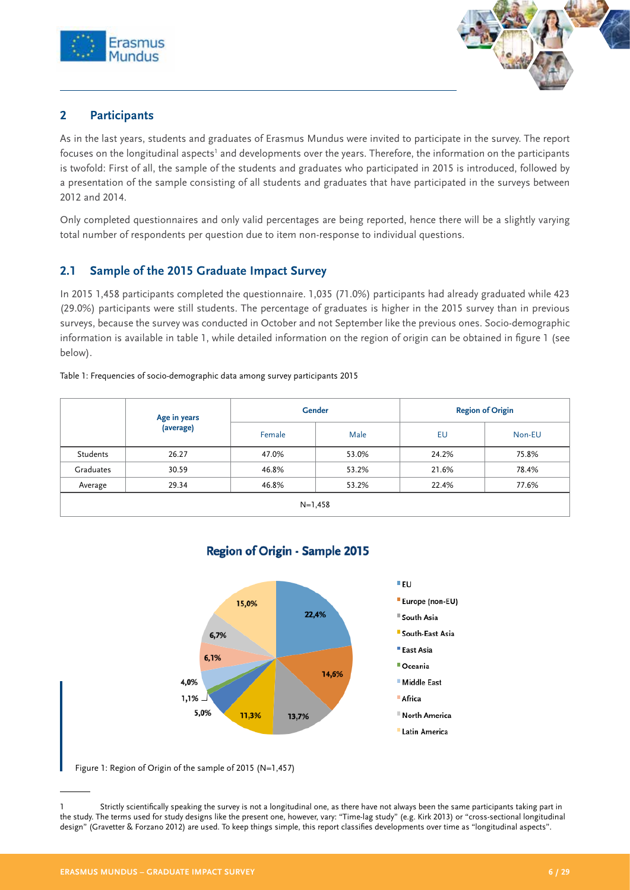## 2 Participants

As in the last years, students and graduates of Erasmus Mundus were invited to participate in the survey. The report focuses on the longitudinal aspects[1] and developments over the years. Therefore, the information on the participants is twofold: First of all, the sample of the students and graduates who participated in 2015 is introduced, followed by a presentation of the sample consisting of all students and graduates that have participated in the surveys between 2012 and 2014.

Only completed questionnaires and only valid percentages are being reported, hence there will be a slightly varying total number of respondents per question due to item non-response to individual questions.

### 2.1 Sample of the 2015 Graduate Impact Survey

In 2015 1,458 participants completed the questionnaire. 1,035 (71.0%) participants had already graduated while 423 (29.0%) participants were still students. The percentage of graduates is higher in the 2015 survey than in previous surveys, because the survey was conducted in October and not September like the previous ones. Socio-demographic information is available in table 1, while detailed information on the region of origin can be obtained in figure 1 (see below).

Table 1: Frequencies of socio-demographic data among survey participants 2015

| | Age in years (average) | Gender | | Region of Origin | |
|---|---|---|---|---|---|
| | | Female | Male | EU | Non-EU |
| Students | 26.27 | 47.0% | 53.0% | 24.2% | 75.8% |
| Graduates | 30.59 | 46.8% | 53.2% | 21.6% | 78.4% |
| Average | 29.34 | 46.8% | 53.2% | 22.4% | 77.6% |
| N=1,458 | | | | | |

Region of Origin - Sample 2015

22,4%
14,6%
13,7%
11,3%
5,0%
1,1%
4,0%
6,1%
6,7%
15,0%

EU
Europe (non-EU)
South Asia
South-East Asia
East Asia
Oceania
Middle East
Africa
North America
Latin America

Figure 1: Region of Origin of the sample of 2015 (N=1,457)

---

1 Strictly scientifically speaking the survey is not a longitudinal one, as there have not always been the same participants taking part in the study. The terms used for study designs like the present one, however, vary: "Time-lag study" (e.g. Kirk 2013) or "cross-sectional longitudinal design" (Gravetter & Forzano 2012) are used. To keep things simple, this report classifies developments over time as "longitudinal aspects".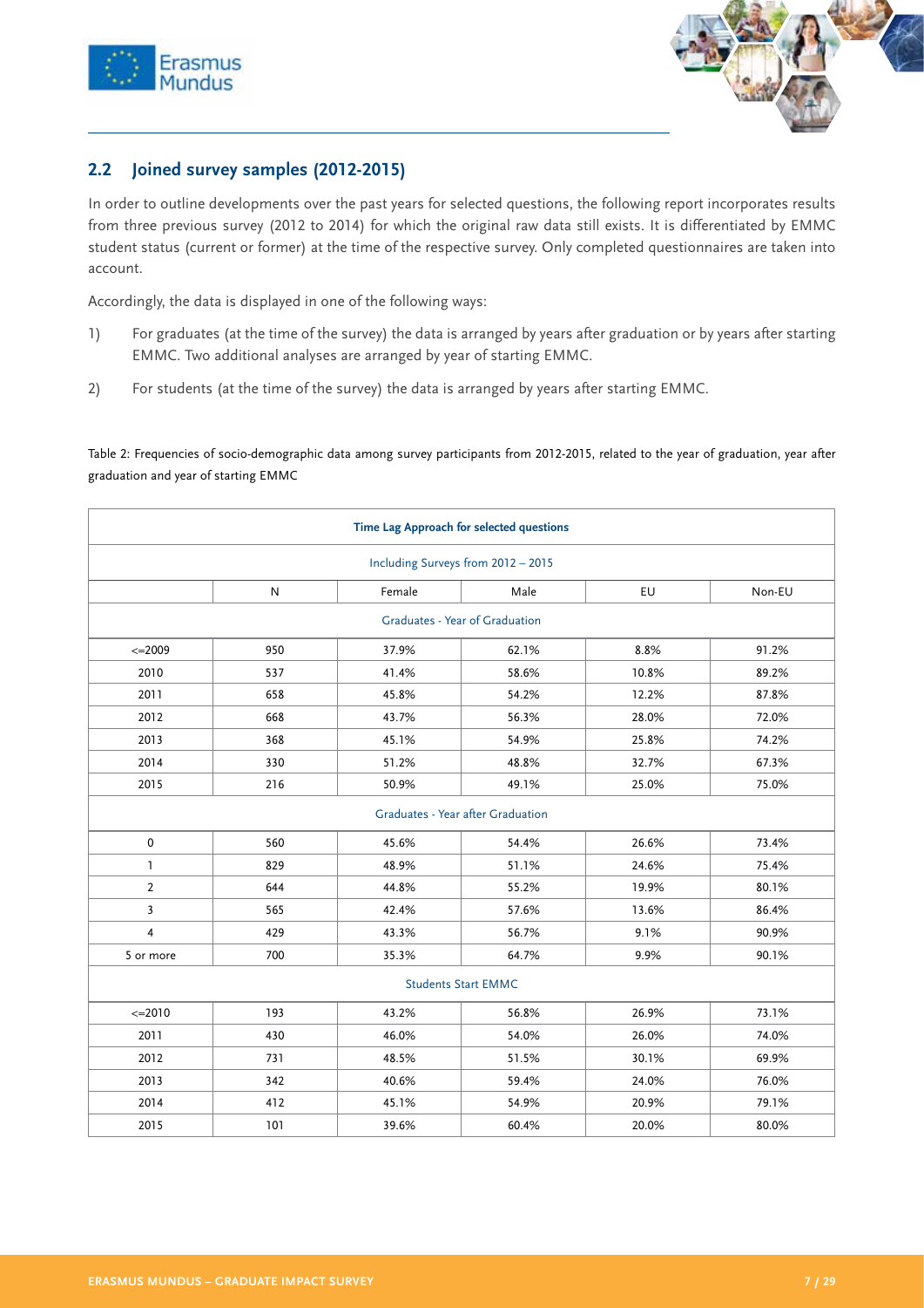## 2.2 Joined survey samples (2012-2015)

In order to outline developments over the past years for selected questions, the following report incorporates results from three previous survey (2012 to 2014) for which the original raw data still exists. It is differentiated by EMMC student status (current or former) at the time of the respective survey. Only completed questionnaires are taken into account.

Accordingly, the data is displayed in one of the following ways:

1) For graduates (at the time of the survey) the data is arranged by years after graduation or by years after starting EMMC. Two additional analyses are arranged by year of starting EMMC.

2) For students (at the time of the survey) the data is arranged by years after starting EMMC.

Table 2: Frequencies of socio-demographic data among survey participants from 2012-2015, related to the year of graduation, year after graduation and year of starting EMMC

| Time Lag Approach for selected questions | | | | | |
|---|---|---|---|---|---|
| Including Surveys from 2012 – 2015 | | | | | |
| | N | Female | Male | EU | Non-EU |
| Graduates - Year of Graduation | | | | | |
| <=2009 | 950 | 37.9% | 62.1% | 8.8% | 91.2% |
| 2010 | 537 | 41.4% | 58.6% | 10.8% | 89.2% |
| 2011 | 658 | 45.8% | 54.2% | 12.2% | 87.8% |
| 2012 | 668 | 43.7% | 56.3% | 28.0% | 72.0% |
| 2013 | 368 | 45.1% | 54.9% | 25.8% | 74.2% |
| 2014 | 330 | 51.2% | 48.8% | 32.7% | 67.3% |
| 2015 | 216 | 50.9% | 49.1% | 25.0% | 75.0% |
| Graduates - Year after Graduation | | | | | |
| 0 | 560 | 45.6% | 54.4% | 26.6% | 73.4% |
| 1 | 829 | 48.9% | 51.1% | 24.6% | 75.4% |
| 2 | 644 | 44.8% | 55.2% | 19.9% | 80.1% |
| 3 | 565 | 42.4% | 57.6% | 13.6% | 86.4% |
| 4 | 429 | 43.3% | 56.7% | 9.1% | 90.9% |
| 5 or more | 700 | 35.3% | 64.7% | 9.9% | 90.1% |
| Students Start EMMC | | | | | |
| <=2010 | 193 | 43.2% | 56.8% | 26.9% | 73.1% |
| 2011 | 430 | 46.0% | 54.0% | 26.0% | 74.0% |
| 2012 | 731 | 48.5% | 51.5% | 30.1% | 69.9% |
| 2013 | 342 | 40.6% | 59.4% | 24.0% | 76.0% |
| 2014 | 412 | 45.1% | 54.9% | 20.9% | 79.1% |
| 2015 | 101 | 39.6% | 60.4% | 20.0% | 80.0% |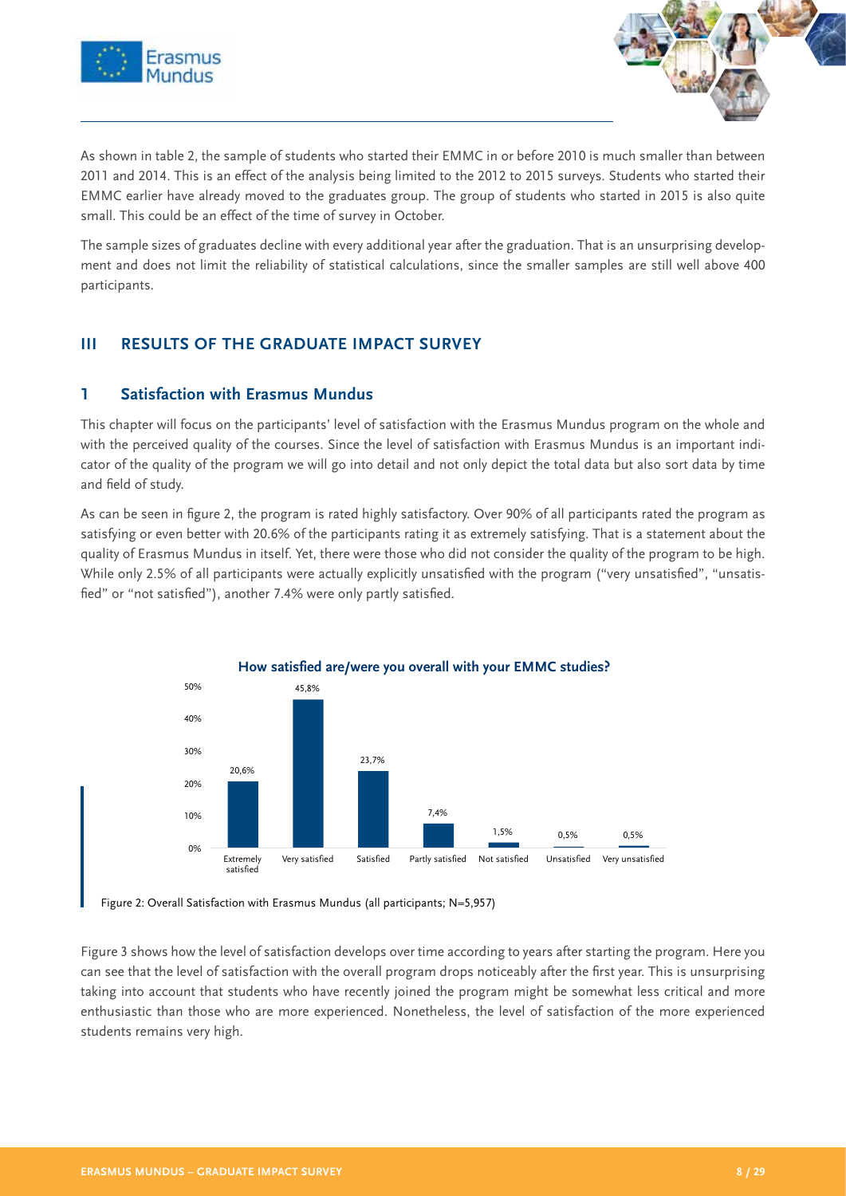As shown in table 2, the sample of students who started their EMMC in or before 2010 is much smaller than between 2011 and 2014. This is an effect of the analysis being limited to the 2012 to 2015 surveys. Students who started their EMMC earlier have already moved to the graduates group. The group of students who started in 2015 is also quite small. This could be an effect of the time of survey in October.

The sample sizes of graduates decline with every additional year after the graduation. That is an unsurprising development and does not limit the reliability of statistical calculations, since the smaller samples are still well above 400 participants.

## III RESULTS OF THE GRADUATE IMPACT SURVEY

### 1 Satisfaction with Erasmus Mundus

This chapter will focus on the participants' level of satisfaction with the Erasmus Mundus program on the whole and with the perceived quality of the courses. Since the level of satisfaction with Erasmus Mundus is an important indicator of the quality of the program we will go into detail and not only depict the total data but also sort data by time and field of study.

As can be seen in figure 2, the program is rated highly satisfactory. Over 90% of all participants rated the program as satisfying or even better with 20.6% of the participants rating it as extremely satisfying. That is a statement about the quality of Erasmus Mundus in itself. Yet, there were those who did not consider the quality of the program to be high. While only 2.5% of all participants were actually explicitly unsatisfied with the program ("very unsatisfied", "unsatisfied" or "not satisfied"), another 7.4% were only partly satisfied.

How satisfied are/were you overall with your EMMC studies?

50%
40%
30%
20%
10%
0%

20,6%
45,8%
23,7%
7,4%
1,5%
0,5%
0,5%

Extremely satisfied
Very satisfied
Satisfied
Partly satisfied
Not satisfied
Unsatisfied
Very unsatisfied

Figure 2: Overall Satisfaction with Erasmus Mundus (all participants; N=5,957)

Figure 3 shows how the level of satisfaction develops over time according to years after starting the program. Here you can see that the level of satisfaction with the overall program drops noticeably after the first year. This is unsurprising taking into account that students who have recently joined the program might be somewhat less critical and more enthusiastic than those who are more experienced. Nonetheless, the level of satisfaction of the more experienced students remains very high.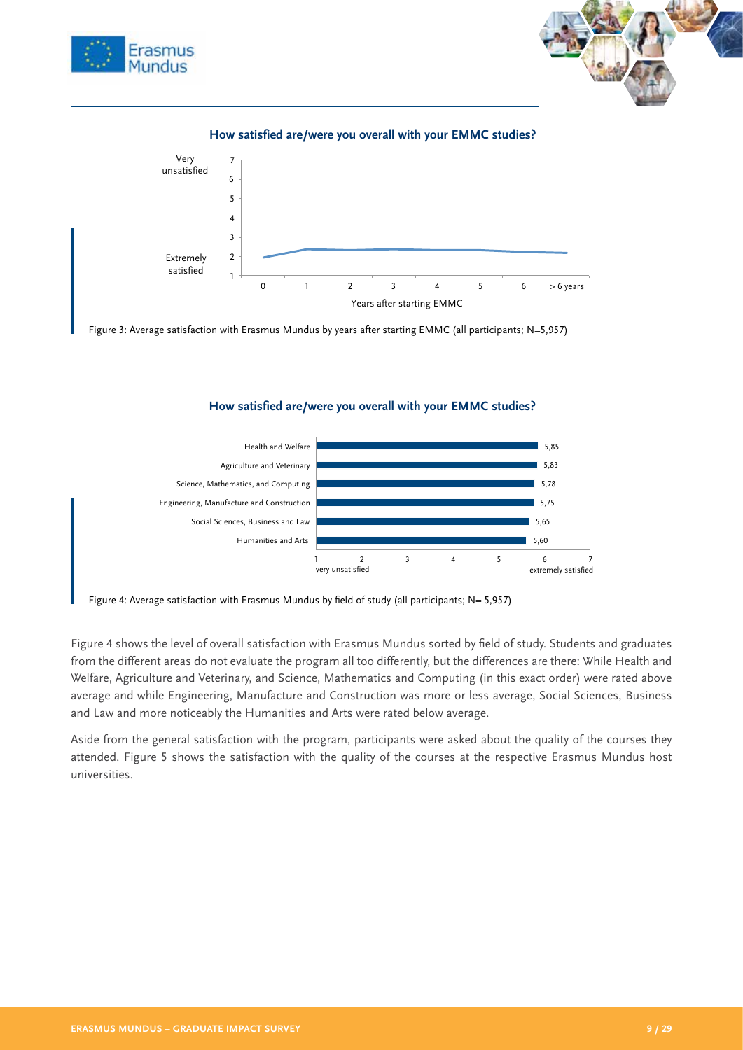How satisfied are/were you overall with your EMMC studies?

Very unsatisfied

7
6
5
4
3
2
1

Extremely satisfied

0 1 2 3 4 5 6 > 6 years

Years after starting EMMC

Figure 3: Average satisfaction with Erasmus Mundus by years after starting EMMC (all participants; N=5,957)

How satisfied are/were you overall with your EMMC studies?

Health and Welfare 5,85
Agriculture and Veterinary 5,83
Science, Mathematics, and Computing 5,78
Engineering, Manufacture and Construction 5,75
Social Sciences, Business and Law 5,65
Humanities and Arts 5,60

1 2 3 4 5 6 7
very unsatisfied
extremely satisfied

Figure 4: Average satisfaction with Erasmus Mundus by field of study (all participants; N= 5,957)

Figure 4 shows the level of overall satisfaction with Erasmus Mundus sorted by field of study. Students and graduates from the different areas do not evaluate the program all too differently, but the differences are there: While Health and Welfare, Agriculture and Veterinary, and Science, Mathematics and Computing (in this exact order) were rated above average and while Engineering, Manufacture and Construction was more or less average, Social Sciences, Business and Law and more noticeably the Humanities and Arts were rated below average.

Aside from the general satisfaction with the program, participants were asked about the quality of the courses they attended. Figure 5 shows the satisfaction with the quality of the courses at the respective Erasmus Mundus host universities.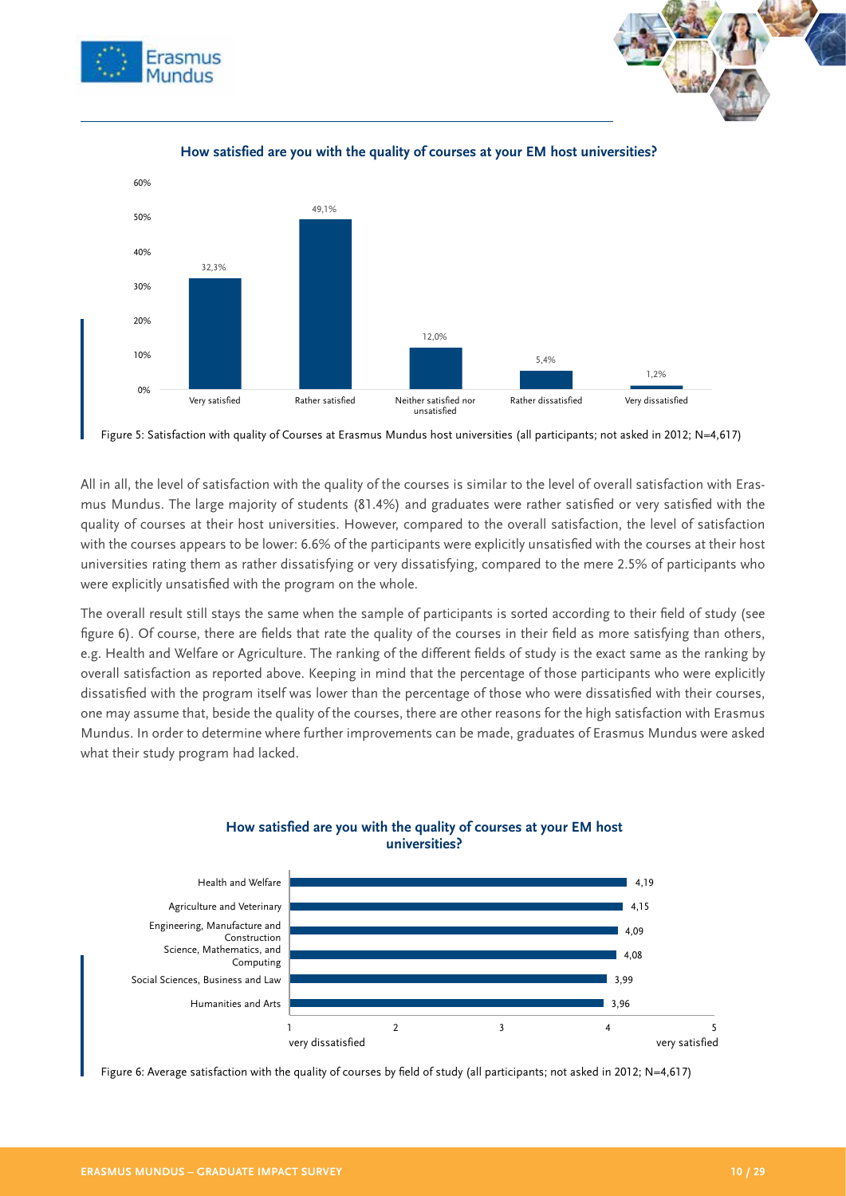**How satisfied are you with the quality of courses at your EM host universities?**

60%
50%
40%
30%
20%
10%
0%

32,3%
49,1%
12,0%
5,4%
1,2%

Very satisfied
Rather satisfied
Neither satisfied nor unsatisfied
Rather dissatisfied
Very dissatisfied

Figure 5: Satisfaction with quality of Courses at Erasmus Mundus host universities (all participants; not asked in 2012; N=4,617)

All in all, the level of satisfaction with the quality of the courses is similar to the level of overall satisfaction with Erasmus Mundus. The large majority of students (81.4%) and graduates were rather satisfied or very satisfied with the quality of courses at their host universities. However, compared to the overall satisfaction, the level of satisfaction with the courses appears to be lower: 6.6% of the participants were explicitly unsatisfied with the courses at their host universities rating them as rather dissatisfying or very dissatisfying, compared to the mere 2.5% of participants who were explicitly unsatisfied with the program on the whole.

The overall result still stays the same when the sample of participants is sorted according to their field of study (see figure 6). Of course, there are fields that rate the quality of the courses in their field as more satisfying than others, e.g. Health and Welfare or Agriculture. The ranking of the different fields of study is the exact same as the ranking by overall satisfaction as reported above. Keeping in mind that the percentage of those participants who were explicitly dissatisfied with the program itself was lower than the percentage of those who were dissatisfied with their courses, one may assume that, beside the quality of the courses, there are other reasons for the high satisfaction with Erasmus Mundus. In order to determine where further improvements can be made, graduates of Erasmus Mundus were asked what their study program had lacked.

**How satisfied are you with the quality of courses at your EM host universities?**

Health and Welfare 4,19
Agriculture and Veterinary 4,15
Engineering, Manufacture and Construction 4,09
Science, Mathematics, and Computing 4,08
Social Sciences, Business and Law 3,99
Humanities and Arts 3,96

1 very dissatisfied
2
3
4
5 very satisfied

Figure 6: Average satisfaction with the quality of courses by field of study (all participants; not asked in 2012; N=4,617)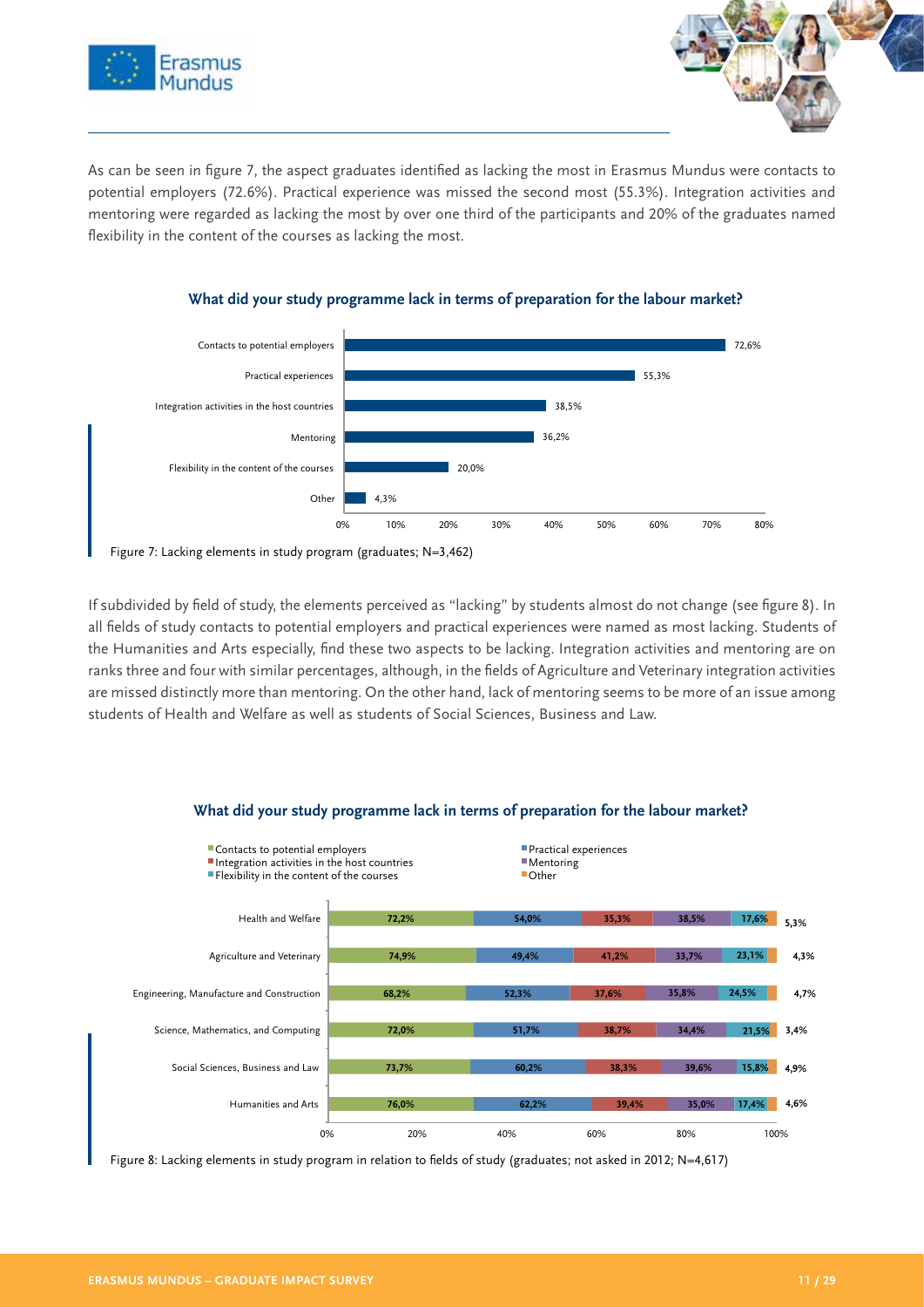As can be seen in figure 7, the aspect graduates identified as lacking the most in Erasmus Mundus were contacts to potential employers (72.6%). Practical experience was missed the second most (55.3%). Integration activities and mentoring were regarded as lacking the most by over one third of the participants and 20% of the graduates named flexibility in the content of the courses as lacking the most.

**What did your study programme lack in terms of preparation for the labour market?**

Contacts to potential employers 72,6%
Practical experiences 55,3%
Integration activities in the host countries 38,5%
Mentoring 36,2%
Flexibility in the content of the courses 20,0%
Other 4,3%

0% 10% 20% 30% 40% 50% 60% 70% 80%

Figure 7: Lacking elements in study program (graduates; N=3,462)

If subdivided by field of study, the elements perceived as "lacking" by students almost do not change (see figure 8). In all fields of study contacts to potential employers and practical experiences were named as most lacking. Students of the Humanities and Arts especially, find these two aspects to be lacking. Integration activities and mentoring are on ranks three and four with similar percentages, although, in the fields of Agriculture and Veterinary integration activities are missed distinctly more than mentoring. On the other hand, lack of mentoring seems to be more of an issue among students of Health and Welfare as well as students of Social Sciences, Business and Law.

**What did your study programme lack in terms of preparation for the labour market?**

Contacts to potential employers, Practical experiences, Integration activities in the host countries, Mentoring, Flexibility in the content of the courses, Other

Health and Welfare: 72,2% 54,0% 35,3% 38,5% 17,6% 5,3%
Agriculture and Veterinary: 74,9% 49,4% 41,2% 33,7% 23,1% 4,3%
Engineering, Manufacture and Construction: 68,2% 52,3% 37,6% 35,8% 24,5% 4,7%
Science, Mathematics, and Computing: 72,0% 51,7% 38,7% 34,4% 21,5% 3,4%
Social Sciences, Business and Law: 73,7% 60,2% 38,3% 39,6% 15,8% 4,9%
Humanities and Arts: 76,0% 62,2% 39,4% 35,0% 17,4% 4,6%

0% 20% 40% 60% 80% 100%

Figure 8: Lacking elements in study program in relation to fields of study (graduates; not asked in 2012; N=4,617)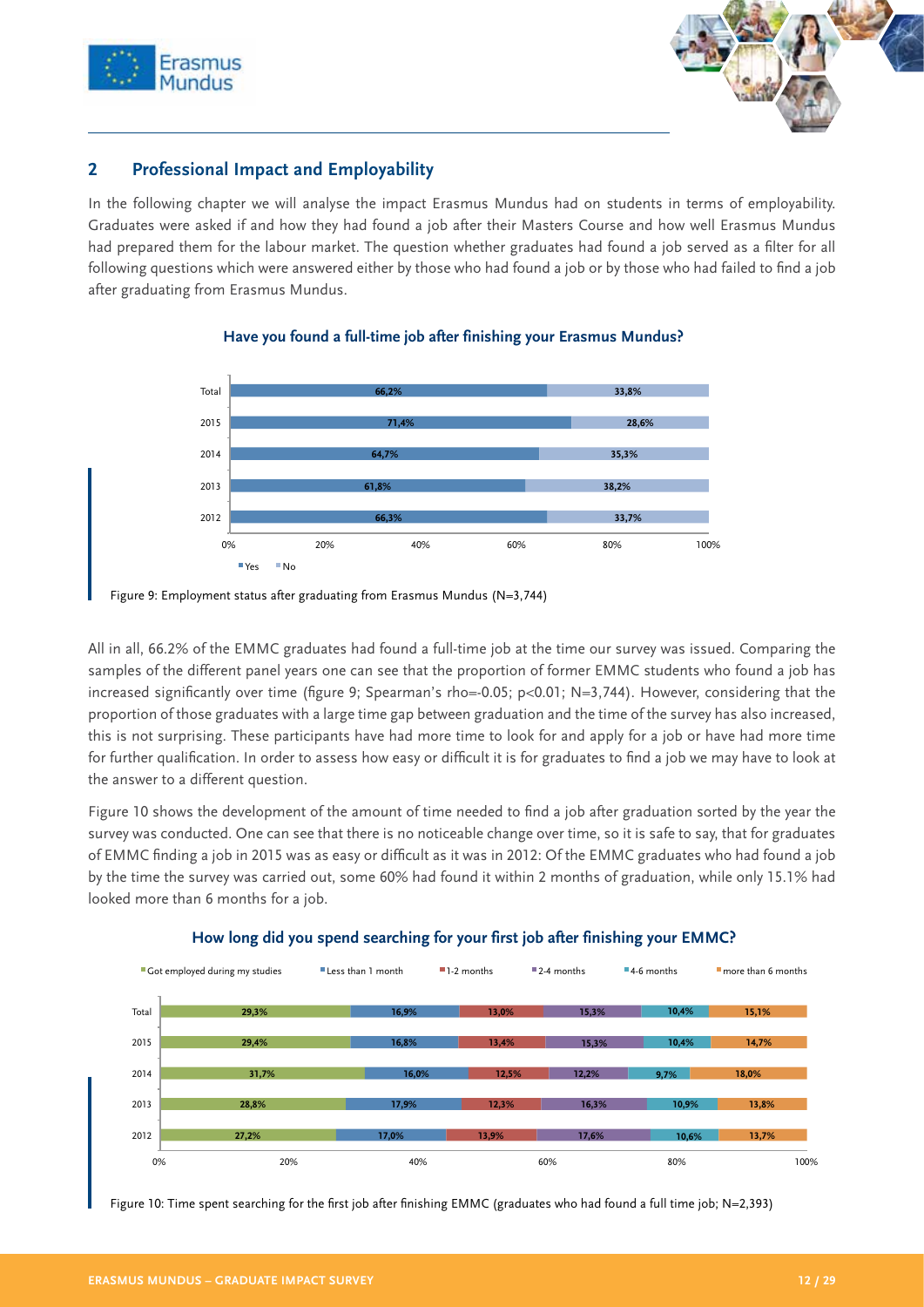## 2 Professional Impact and Employability

In the following chapter we will analyse the impact Erasmus Mundus had on students in terms of employability. Graduates were asked if and how they had found a job after their Masters Course and how well Erasmus Mundus had prepared them for the labour market. The question whether graduates had found a job served as a filter for all following questions which were answered either by those who had found a job or by those who had failed to find a job after graduating from Erasmus Mundus.

**Have you found a full-time job after finishing your Erasmus Mundus?**

Total 66,2% 33,8%
2015 71,4% 28,6%
2014 64,7% 35,3%
2013 61,8% 38,2%
2012 66,3% 33,7%
0% 20% 40% 60% 80% 100%
Yes No

Figure 9: Employment status after graduating from Erasmus Mundus (N=3,744)

All in all, 66.2% of the EMMC graduates had found a full-time job at the time our survey was issued. Comparing the samples of the different panel years one can see that the proportion of former EMMC students who found a job has increased significantly over time (figure 9; Spearman's rho=-0.05; $p<0.01$; N=3,744). However, considering that the proportion of those graduates with a large time gap between graduation and the time of the survey has also increased, this is not surprising. These participants have had more time to look for and apply for a job or have had more time for further qualification. In order to assess how easy or difficult it is for graduates to find a job we may have to look at the answer to a different question.

Figure 10 shows the development of the amount of time needed to find a job after graduation sorted by the year the survey was conducted. One can see that there is no noticeable change over time, so it is safe to say, that for graduates of EMMC finding a job in 2015 was as easy or difficult as it was in 2012: Of the EMMC graduates who had found a job by the time the survey was carried out, some 60% had found it within 2 months of graduation, while only 15.1% had looked more than 6 months for a job.

**How long did you spend searching for your first job after finishing your EMMC?**

Got employed during my studies Less than 1 month 1-2 months 2-4 months 4-6 months more than 6 months

Total 29,3% 16,9% 13,0% 15,3% 10,4% 15,1%
2015 29,4% 16,8% 13,4% 15,3% 10,4% 14,7%
2014 31,7% 16,0% 12,5% 12,2% 9,7% 18,0%
2013 28,8% 17,9% 12,3% 16,3% 10,9% 13,8%
2012 27,2% 17,0% 13,9% 17,6% 10,6% 13,7%
0% 20% 40% 60% 80% 100%

Figure 10: Time spent searching for the first job after finishing EMMC (graduates who had found a full time job; N=2,393)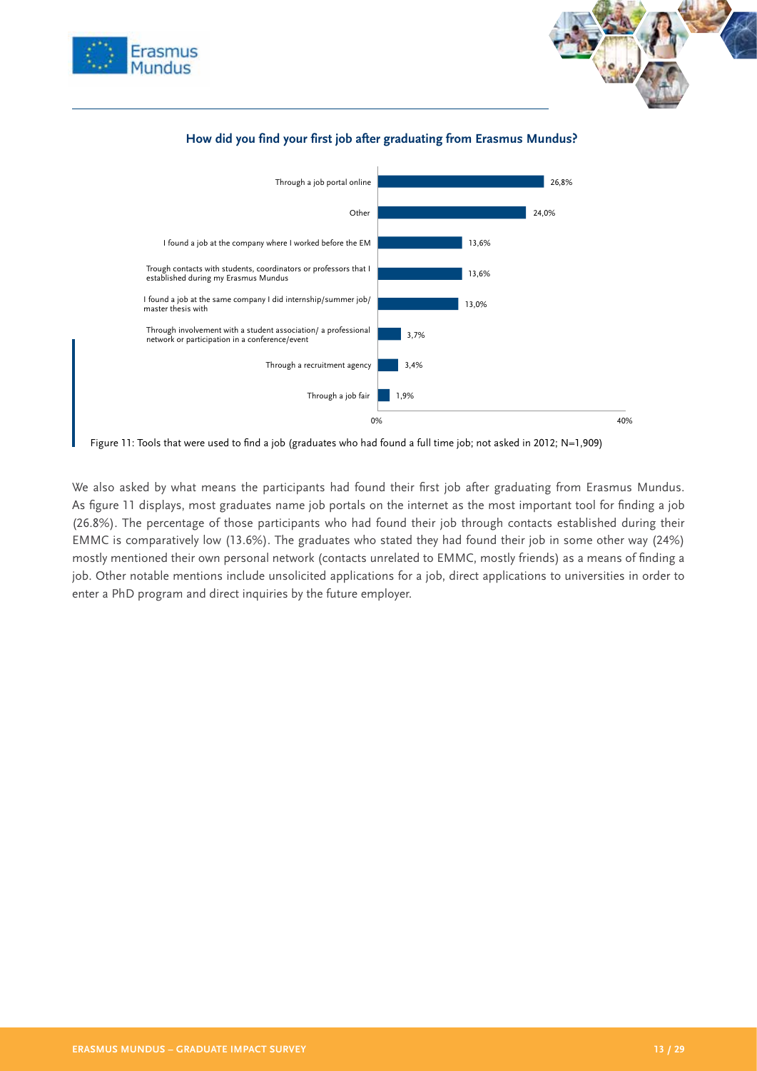**How did you find your first job after graduating from Erasmus Mundus?**

Through a job portal online 26,8%
Other 24,0%
I found a job at the company where I worked before the EM 13,6%
Trough contacts with students, coordinators or professors that I established during my Erasmus Mundus 13,6%
I found a job at the same company I did internship/summer job/ master thesis with 13,0%
Through involvement with a student association/ a professional network or participation in a conference/event 3,7%
Through a recruitment agency 3,4%
Through a job fair 1,9%
0%
40%

Figure 11: Tools that were used to find a job (graduates who had found a full time job; not asked in 2012; N=1,909)

We also asked by what means the participants had found their first job after graduating from Erasmus Mundus. As figure 11 displays, most graduates name job portals on the internet as the most important tool for finding a job (26.8%). The percentage of those participants who had found their job through contacts established during their EMMC is comparatively low (13.6%). The graduates who stated they had found their job in some other way (24%) mostly mentioned their own personal network (contacts unrelated to EMMC, mostly friends) as a means of finding a job. Other notable mentions include unsolicited applications for a job, direct applications to universities in order to enter a PhD program and direct inquiries by the future employer.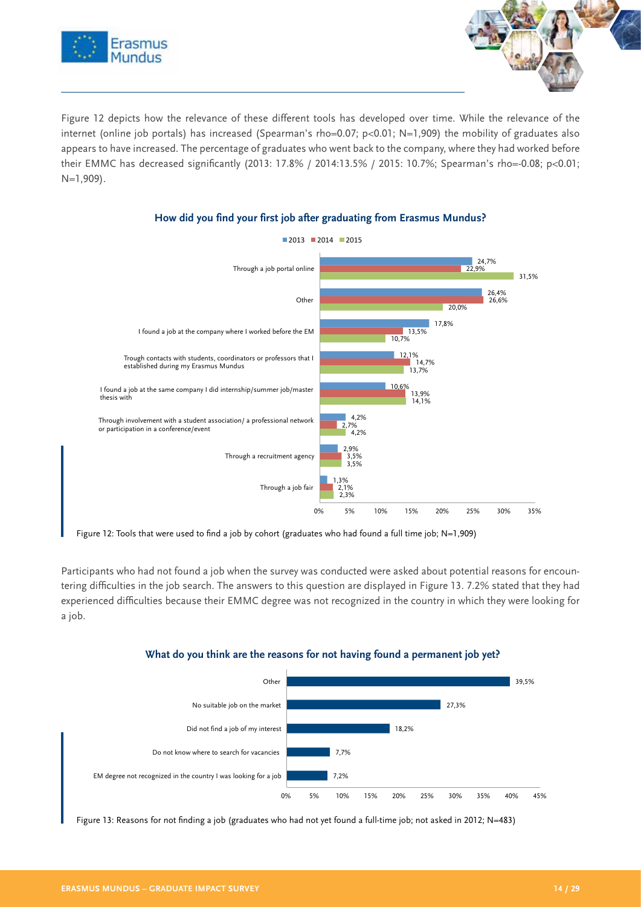Figure 12 depicts how the relevance of these different tools has developed over time. While the relevance of the internet (online job portals) has increased (Spearman's rho=0.07; $p<0.01$; N=1,909) the mobility of graduates also appears to have increased. The percentage of graduates who went back to the company, where they had worked before their EMMC has decreased significantly (2013: 17.8% / 2014:13.5% / 2015: 10.7%; Spearman's rho=-0.08; $p<0.01$; N=1,909).

**How did you find your first job after graduating from Erasmus Mundus?**

2013 2014 2015

Through a job portal online
24,7%
22,9%
31,5%

Other
26,4%
26,6%
20,0%

I found a job at the company where I worked before the EM
17,8%
13,5%
10,7%

Trough contacts with students, coordinators or professors that I established during my Erasmus Mundus
12,1%
14,7%
13,7%

I found a job at the same company I did internship/summer job/master thesis with
10,6%
13,9%
14,1%

Through involvement with a student association/ a professional network or participation in a conference/event
4,2%
2,7%
4,2%

Through a recruitment agency
2,9%
3,5%
3,5%

Through a job fair
1,3%
2,1%
2,3%

0% 5% 10% 15% 20% 25% 30% 35%

Figure 12: Tools that were used to find a job by cohort (graduates who had found a full time job; N=1,909)

Participants who had not found a job when the survey was conducted were asked about potential reasons for encountering difficulties in the job search. The answers to this question are displayed in Figure 13. 7.2% stated that they had experienced difficulties because their EMMC degree was not recognized in the country in which they were looking for a job.

**What do you think are the reasons for not having found a permanent job yet?**

Other 39,5%

No suitable job on the market 27,3%

Did not find a job of my interest 18,2%

Do not know where to search for vacancies 7,7%

EM degree not recognized in the country I was looking for a job 7,2%

0% 5% 10% 15% 20% 25% 30% 35% 40% 45%

Figure 13: Reasons for not finding a job (graduates who had not yet found a full-time job; not asked in 2012; N=483)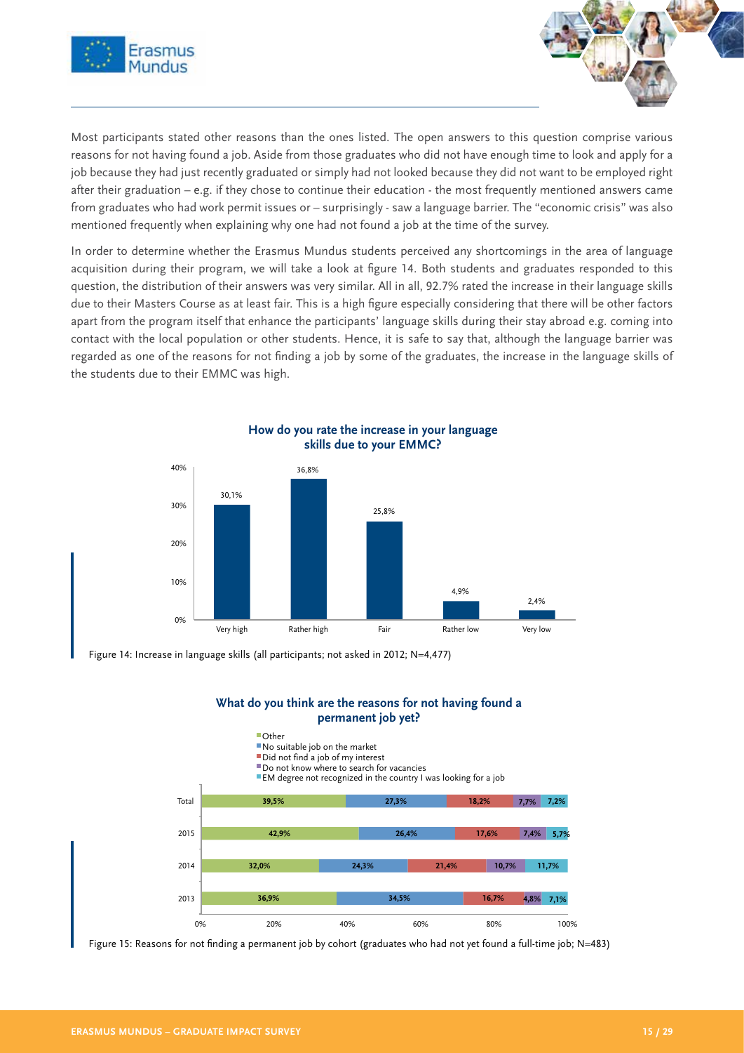Most participants stated other reasons than the ones listed. The open answers to this question comprise various reasons for not having found a job. Aside from those graduates who did not have enough time to look and apply for a job because they had just recently graduated or simply had not looked because they did not want to be employed right after their graduation – e.g. if they chose to continue their education - the most frequently mentioned answers came from graduates who had work permit issues or – surprisingly - saw a language barrier. The "economic crisis" was also mentioned frequently when explaining why one had not found a job at the time of the survey.

In order to determine whether the Erasmus Mundus students perceived any shortcomings in the area of language acquisition during their program, we will take a look at figure 14. Both students and graduates responded to this question, the distribution of their answers was very similar. All in all, 92.7% rated the increase in their language skills due to their Masters Course as at least fair. This is a high figure especially considering that there will be other factors apart from the program itself that enhance the participants' language skills during their stay abroad e.g. coming into contact with the local population or other students. Hence, it is safe to say that, although the language barrier was regarded as one of the reasons for not finding a job by some of the graduates, the increase in the language skills of the students due to their EMMC was high.

**How do you rate the increase in your language skills due to your EMMC?**

40%
30%
20%
10%
0%

Very high 30,1%
Rather high 36,8%
Fair 25,8%
Rather low 4,9%
Very low 2,4%

Figure 14: Increase in language skills (all participants; not asked in 2012; N=4,477)

**What do you think are the reasons for not having found a permanent job yet?**

Other
No suitable job on the market
Did not find a job of my interest
Do not know where to search for vacancies
EM degree not recognized in the country I was looking for a job

Total: 39,5% 27,3% 18,2% 7,7% 7,2%
2015: 42,9% 26,4% 17,6% 7,4% 5,7%
2014: 32,0% 24,3% 21,4% 10,7% 11,7%
2013: 36,9% 34,5% 16,7% 4,8% 7,1%

0% 20% 40% 60% 80% 100%

Figure 15: Reasons for not finding a permanent job by cohort (graduates who had not yet found a full-time job; N=483)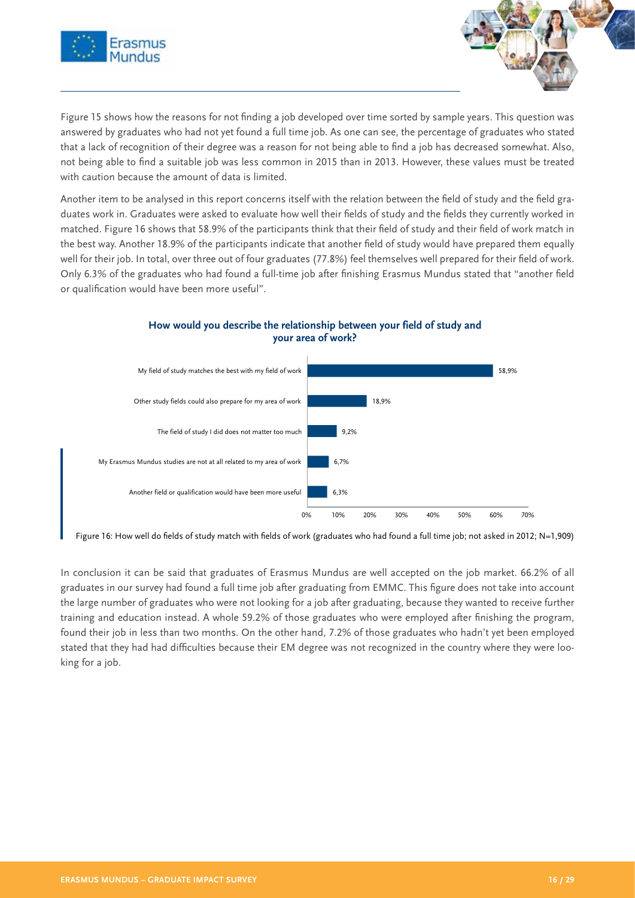Figure 15 shows how the reasons for not finding a job developed over time sorted by sample years. This question was answered by graduates who had not yet found a full time job. As one can see, the percentage of graduates who stated that a lack of recognition of their degree was a reason for not being able to find a job has decreased somewhat. Also, not being able to find a suitable job was less common in 2015 than in 2013. However, these values must be treated with caution because the amount of data is limited.

Another item to be analysed in this report concerns itself with the relation between the field of study and the field graduates work in. Graduates were asked to evaluate how well their fields of study and the fields they currently worked in matched. Figure 16 shows that 58.9% of the participants think that their field of study and their field of work match in the best way. Another 18.9% of the participants indicate that another field of study would have prepared them equally well for their job. In total, over three out of four graduates (77.8%) feel themselves well prepared for their field of work. Only 6.3% of the graduates who had found a full-time job after finishing Erasmus Mundus stated that "another field or qualification would have been more useful".

**How would you describe the relationship between your field of study and your area of work?**

My field of study matches the best with my field of work 58,9%

Other study fields could also prepare for my area of work 18,9%

The field of study I did does not matter too much 9,2%

My Erasmus Mundus studies are not at all related to my area of work 6,7%

Another field or qualification would have been more useful 6,3%

0% 10% 20% 30% 40% 50% 60% 70%

Figure 16: How well do fields of study match with fields of work (graduates who had found a full time job; not asked in 2012; N=1,909)

In conclusion it can be said that graduates of Erasmus Mundus are well accepted on the job market. 66.2% of all graduates in our survey had found a full time job after graduating from EMMC. This figure does not take into account the large number of graduates who were not looking for a job after graduating, because they wanted to receive further training and education instead. A whole 59.2% of those graduates who were employed after finishing the program, found their job in less than two months. On the other hand, 7.2% of those graduates who hadn't yet been employed stated that they had had difficulties because their EM degree was not recognized in the country where they were looking for a job.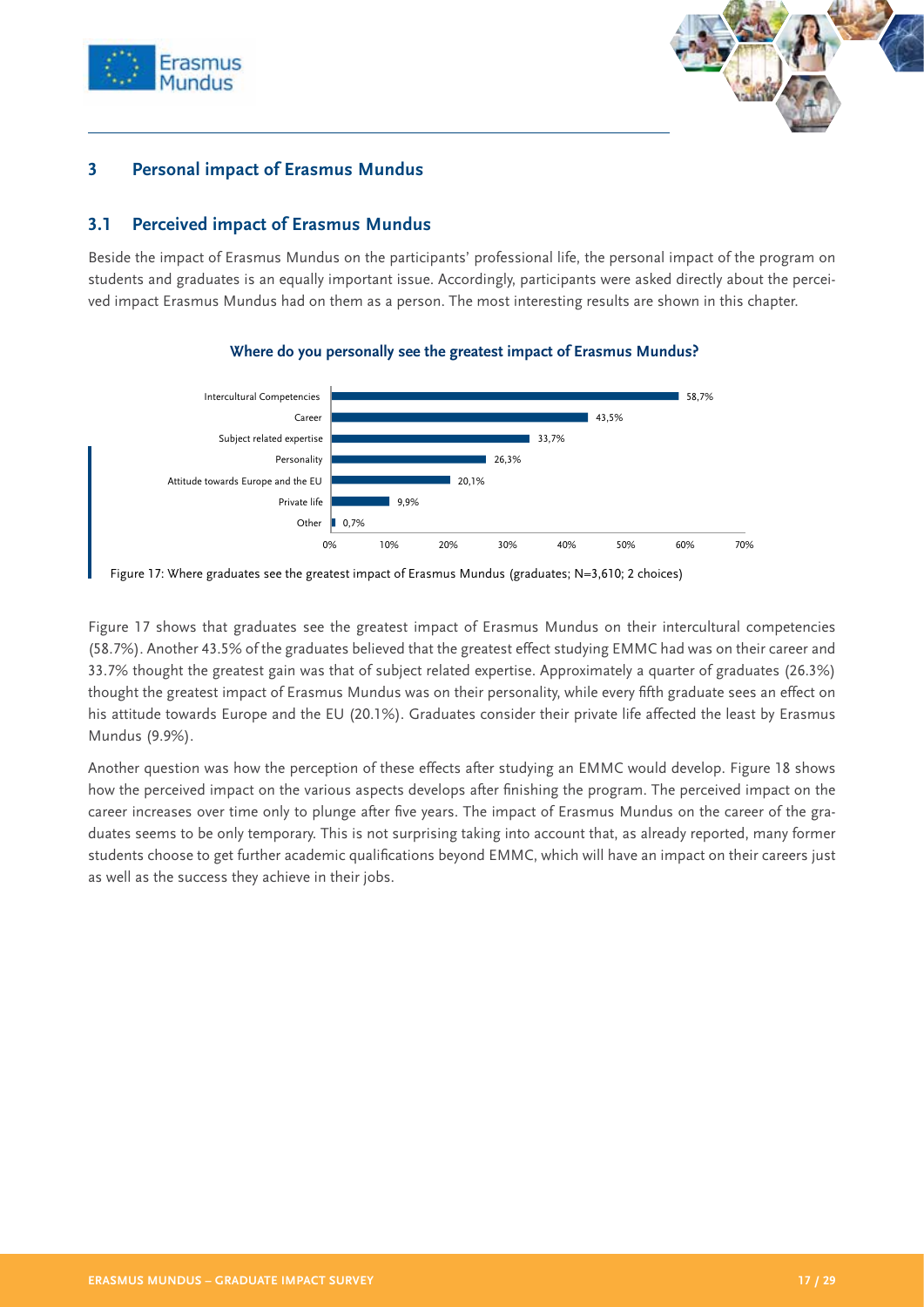## 3 Personal impact of Erasmus Mundus

### 3.1 Perceived impact of Erasmus Mundus

Beside the impact of Erasmus Mundus on the participants' professional life, the personal impact of the program on students and graduates is an equally important issue. Accordingly, participants were asked directly about the perceived impact Erasmus Mundus had on them as a person. The most interesting results are shown in this chapter.

**Where do you personally see the greatest impact of Erasmus Mundus?**

Intercultural Competencies 58,7%
Career 43,5%
Subject related expertise 33,7%
Personality 26,3%
Attitude towards Europe and the EU 20,1%
Private life 9,9%
Other 0,7%

0% 10% 20% 30% 40% 50% 60% 70%

Figure 17: Where graduates see the greatest impact of Erasmus Mundus (graduates; N=3,610; 2 choices)

Figure 17 shows that graduates see the greatest impact of Erasmus Mundus on their intercultural competencies (58.7%). Another 43.5% of the graduates believed that the greatest effect studying EMMC had was on their career and 33.7% thought the greatest gain was that of subject related expertise. Approximately a quarter of graduates (26.3%) thought the greatest impact of Erasmus Mundus was on their personality, while every fifth graduate sees an effect on his attitude towards Europe and the EU (20.1%). Graduates consider their private life affected the least by Erasmus Mundus (9.9%).

Another question was how the perception of these effects after studying an EMMC would develop. Figure 18 shows how the perceived impact on the various aspects develops after finishing the program. The perceived impact on the career increases over time only to plunge after five years. The impact of Erasmus Mundus on the career of the graduates seems to be only temporary. This is not surprising taking into account that, as already reported, many former students choose to get further academic qualifications beyond EMMC, which will have an impact on their careers just as well as the success they achieve in their jobs.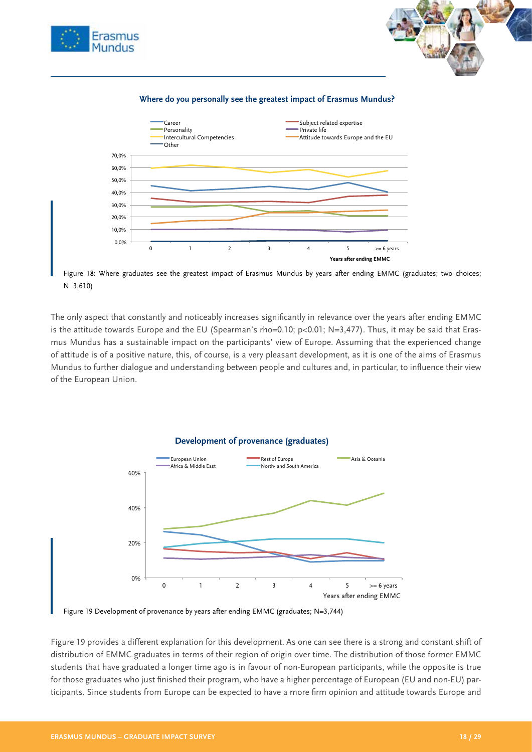**Where do you personally see the greatest impact of Erasmus Mundus?**

Career
Subject related expertise
Personality
Private life
Intercultural Competencies
Attitude towards Europe and the EU
Other

70,0%
60,0%
50,0%
40,0%
30,0%
20,0%
10,0%
0,0%

0 1 2 3 4 5 >= 6 years

Years after ending EMMC

Figure 18: Where graduates see the greatest impact of Erasmus Mundus by years after ending EMMC (graduates; two choices; N=3,610)

The only aspect that constantly and noticeably increases significantly in relevance over the years after ending EMMC is the attitude towards Europe and the EU (Spearman's rho=0.10; $p<0.01$; N=3,477). Thus, it may be said that Erasmus Mundus has a sustainable impact on the participants' view of Europe. Assuming that the experienced change of attitude is of a positive nature, this, of course, is a very pleasant development, as it is one of the aims of Erasmus Mundus to further dialogue and understanding between people and cultures and, in particular, to influence their view of the European Union.

**Development of provenance (graduates)**

European Union
Rest of Europe
Asia & Oceania
Africa & Middle East
North- and South America

60%
40%
20%
0%

0 1 2 3 4 5 >= 6 years

Years after ending EMMC

Figure 19 Development of provenance by years after ending EMMC (graduates; N=3,744)

Figure 19 provides a different explanation for this development. As one can see there is a strong and constant shift of distribution of EMMC graduates in terms of their region of origin over time. The distribution of those former EMMC students that have graduated a longer time ago is in favour of non-European participants, while the opposite is true for those graduates who just finished their program, who have a higher percentage of European (EU and non-EU) participants. Since students from Europe can be expected to have a more firm opinion and attitude towards Europe and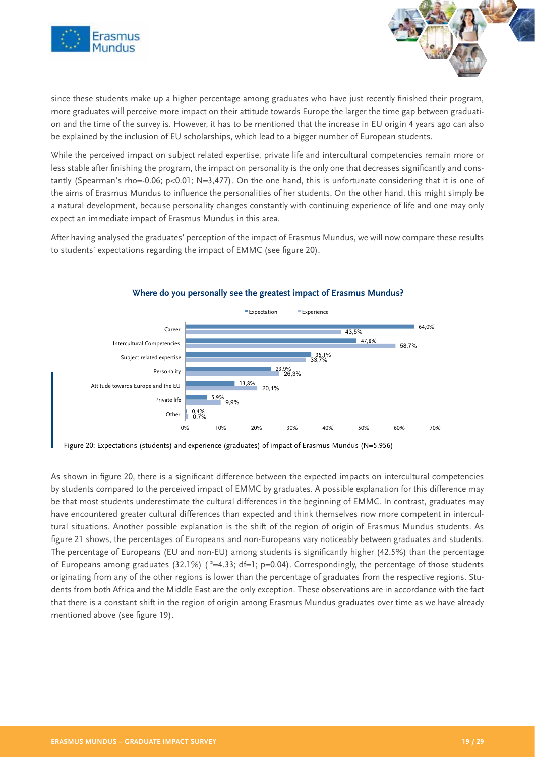since these students make up a higher percentage among graduates who have just recently finished their program, more graduates will perceive more impact on their attitude towards Europe the larger the time gap between graduation and the time of the survey is. However, it has to be mentioned that the increase in EU origin 4 years ago can also be explained by the inclusion of EU scholarships, which lead to a bigger number of European students.

While the perceived impact on subject related expertise, private life and intercultural competencies remain more or less stable after finishing the program, the impact on personality is the only one that decreases significantly and constantly (Spearman's rho=-0.06; $p<0.01$; N=3,477). On the one hand, this is unfortunate considering that it is one of the aims of Erasmus Mundus to influence the personalities of her students. On the other hand, this might simply be a natural development, because personality changes constantly with continuing experience of life and one may only expect an immediate impact of Erasmus Mundus in this area.

After having analysed the graduates' perception of the impact of Erasmus Mundus, we will now compare these results to students' expectations regarding the impact of EMMC (see figure 20).

**Where do you personally see the greatest impact of Erasmus Mundus?**

Expectation
Experience

Career 64,0% 43,5%
Intercultural Competencies 47,8% 58,7%
Subject related expertise 35,1% 33,7%
Personality 23,9% 26,3%
Attitude towards Europe and the EU 13,8% 20,1%
Private life 5,9% 9,9%
Other 0,4% 0,7%

0% 10% 20% 30% 40% 50% 60% 70%

Figure 20: Expectations (students) and experience (graduates) of impact of Erasmus Mundus (N=5,956)

As shown in figure 20, there is a significant difference between the expected impacts on intercultural competencies by students compared to the perceived impact of EMMC by graduates. A possible explanation for this difference may be that most students underestimate the cultural differences in the beginning of EMMC. In contrast, graduates may have encountered greater cultural differences than expected and think themselves now more competent in intercultural situations. Another possible explanation is the shift of the region of origin of Erasmus Mundus students. As figure 21 shows, the percentages of Europeans and non-Europeans vary noticeably between graduates and students. The percentage of Europeans (EU and non-EU) among students is significantly higher (42.5%) than the percentage of Europeans among graduates (32.1%) ( $^2$=4.33; df=1; p=0.04). Correspondingly, the percentage of those students originating from any of the other regions is lower than the percentage of graduates from the respective regions. Students from both Africa and the Middle East are the only exception. These observations are in accordance with the fact that there is a constant shift in the region of origin among Erasmus Mundus graduates over time as we have already mentioned above (see figure 19).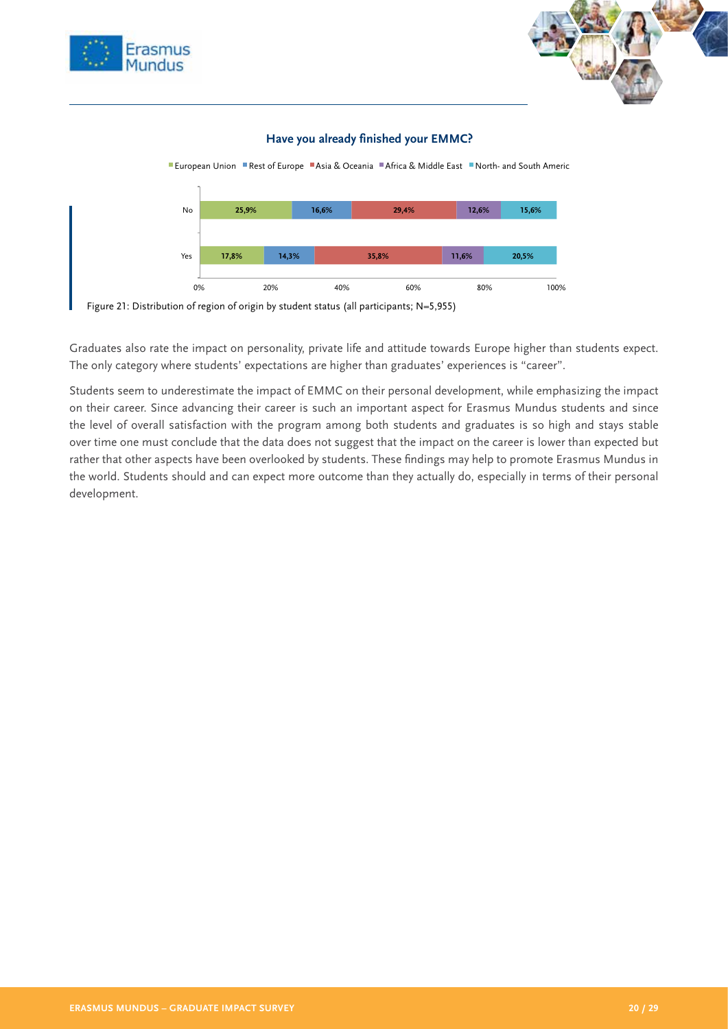**Have you already finished your EMMC?**

European Union
Rest of Europe
Asia & Oceania
Africa & Middle East
North- and South Americ

No
25,9%
16,6%
29,4%
12,6%
15,6%

Yes
17,8%
14,3%
35,8%
11,6%
20,5%

0%
20%
40%
60%
80%
100%

Figure 21: Distribution of region of origin by student status (all participants; N=5,955)

Graduates also rate the impact on personality, private life and attitude towards Europe higher than students expect. The only category where students' expectations are higher than graduates' experiences is "career".

Students seem to underestimate the impact of EMMC on their personal development, while emphasizing the impact on their career. Since advancing their career is such an important aspect for Erasmus Mundus students and since the level of overall satisfaction with the program among both students and graduates is so high and stays stable over time one must conclude that the data does not suggest that the impact on the career is lower than expected but rather that other aspects have been overlooked by students. These findings may help to promote Erasmus Mundus in the world. Students should and can expect more outcome than they actually do, especially in terms of their personal development.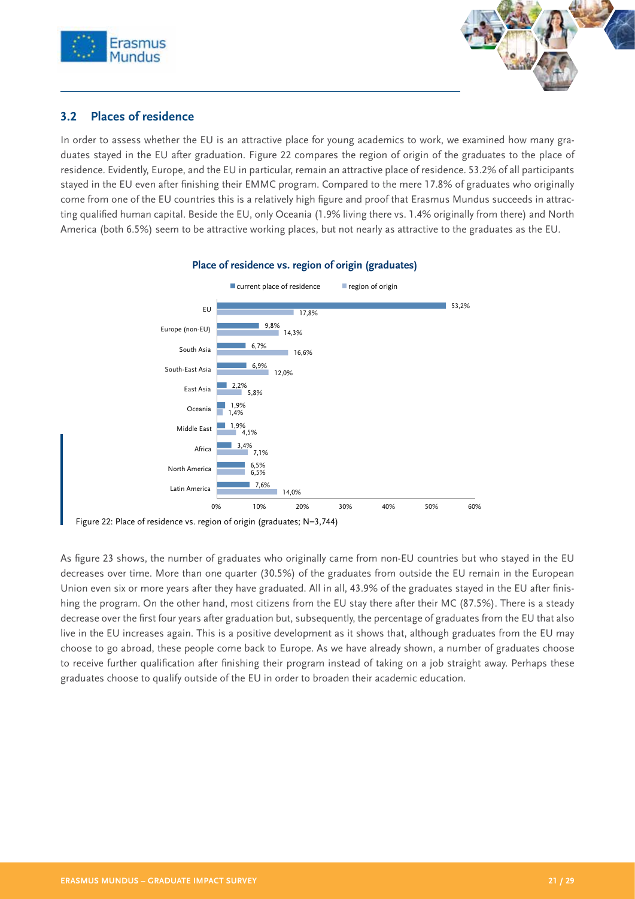## 3.2 Places of residence

In order to assess whether the EU is an attractive place for young academics to work, we examined how many graduates stayed in the EU after graduation. Figure 22 compares the region of origin of the graduates to the place of residence. Evidently, Europe, and the EU in particular, remain an attractive place of residence. 53.2% of all participants stayed in the EU even after finishing their EMMC program. Compared to the mere 17.8% of graduates who originally come from one of the EU countries this is a relatively high figure and proof that Erasmus Mundus succeeds in attracting qualified human capital. Beside the EU, only Oceania (1.9% living there vs. 1.4% originally from there) and North America (both 6.5%) seem to be attractive working places, but not nearly as attractive to the graduates as the EU.

**Place of residence vs. region of origin (graduates)**

current place of residence
region of origin

EU 53,2% 17,8%
Europe (non-EU) 9,8% 14,3%
South Asia 6,7% 16,6%
South-East Asia 6,9% 12,0%
East Asia 2,2% 5,8%
Oceania 1,9% 1,4%
Middle East 1,9% 4,5%
Africa 3,4% 7,1%
North America 6,5% 6,5%
Latin America 7,6% 14,0%

0% 10% 20% 30% 40% 50% 60%

Figure 22: Place of residence vs. region of origin (graduates; N=3,744)

As figure 23 shows, the number of graduates who originally came from non-EU countries but who stayed in the EU decreases over time. More than one quarter (30.5%) of the graduates from outside the EU remain in the European Union even six or more years after they have graduated. All in all, 43.9% of the graduates stayed in the EU after finishing the program. On the other hand, most citizens from the EU stay there after their MC (87.5%). There is a steady decrease over the first four years after graduation but, subsequently, the percentage of graduates from the EU that also live in the EU increases again. This is a positive development as it shows that, although graduates from the EU may choose to go abroad, these people come back to Europe. As we have already shown, a number of graduates choose to receive further qualification after finishing their program instead of taking on a job straight away. Perhaps these graduates choose to qualify outside of the EU in order to broaden their academic education.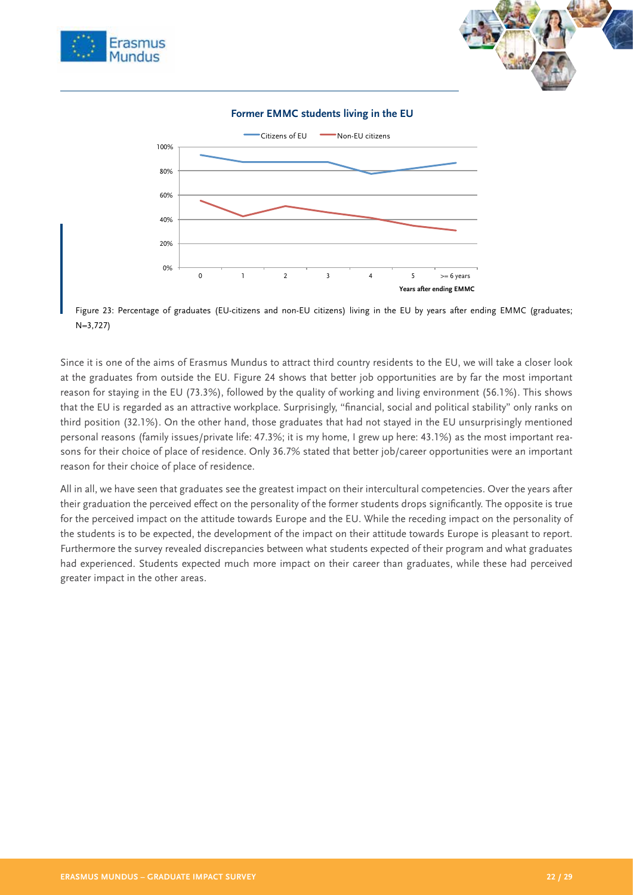**Former EMMC students living in the EU**

Citizens of EU
Non-EU citizens

100%
80%
60%
40%
20%
0%

0
1
2
3
4
5
>= 6 years

Years after ending EMMC

Figure 23: Percentage of graduates (EU-citizens and non-EU citizens) living in the EU by years after ending EMMC (graduates; N=3,727)

Since it is one of the aims of Erasmus Mundus to attract third country residents to the EU, we will take a closer look at the graduates from outside the EU. Figure 24 shows that better job opportunities are by far the most important reason for staying in the EU (73.3%), followed by the quality of working and living environment (56.1%). This shows that the EU is regarded as an attractive workplace. Surprisingly, "financial, social and political stability" only ranks on third position (32.1%). On the other hand, those graduates that had not stayed in the EU unsurprisingly mentioned personal reasons (family issues/private life: 47.3%; it is my home, I grew up here: 43.1%) as the most important reasons for their choice of place of residence. Only 36.7% stated that better job/career opportunities were an important reason for their choice of place of residence.

All in all, we have seen that graduates see the greatest impact on their intercultural competencies. Over the years after their graduation the perceived effect on the personality of the former students drops significantly. The opposite is true for the perceived impact on the attitude towards Europe and the EU. While the receding impact on the personality of the students is to be expected, the development of the impact on their attitude towards Europe is pleasant to report. Furthermore the survey revealed discrepancies between what students expected of their program and what graduates had experienced. Students expected much more impact on their career than graduates, while these had perceived greater impact in the other areas.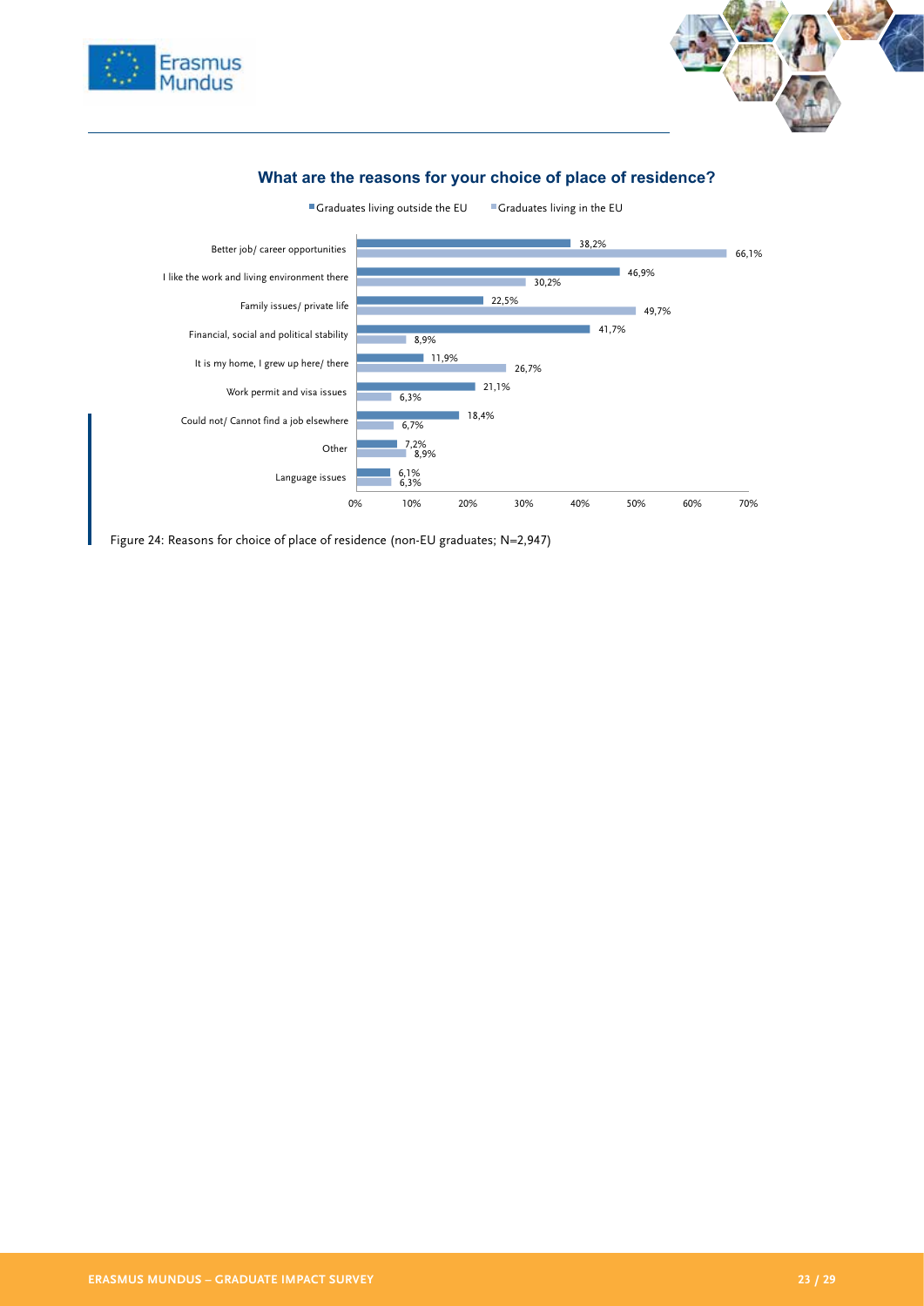**What are the reasons for your choice of place of residence?**

Graduates living outside the EU
Graduates living in the EU

Better job/ career opportunities
38,2%
66,1%

I like the work and living environment there
46,9%
30,2%

Family issues/ private life
22,5%
49,7%

Financial, social and political stability
41,7%
8,9%

It is my home, I grew up here/ there
11,9%
26,7%

Work permit and visa issues
21,1%
6,3%

Could not/ Cannot find a job elsewhere
18,4%
6,7%

Other
7,2%
8,9%

Language issues
6,1%
6,3%

0% 10% 20% 30% 40% 50% 60% 70%

Figure 24: Reasons for choice of place of residence (non-EU graduates; N=2,947)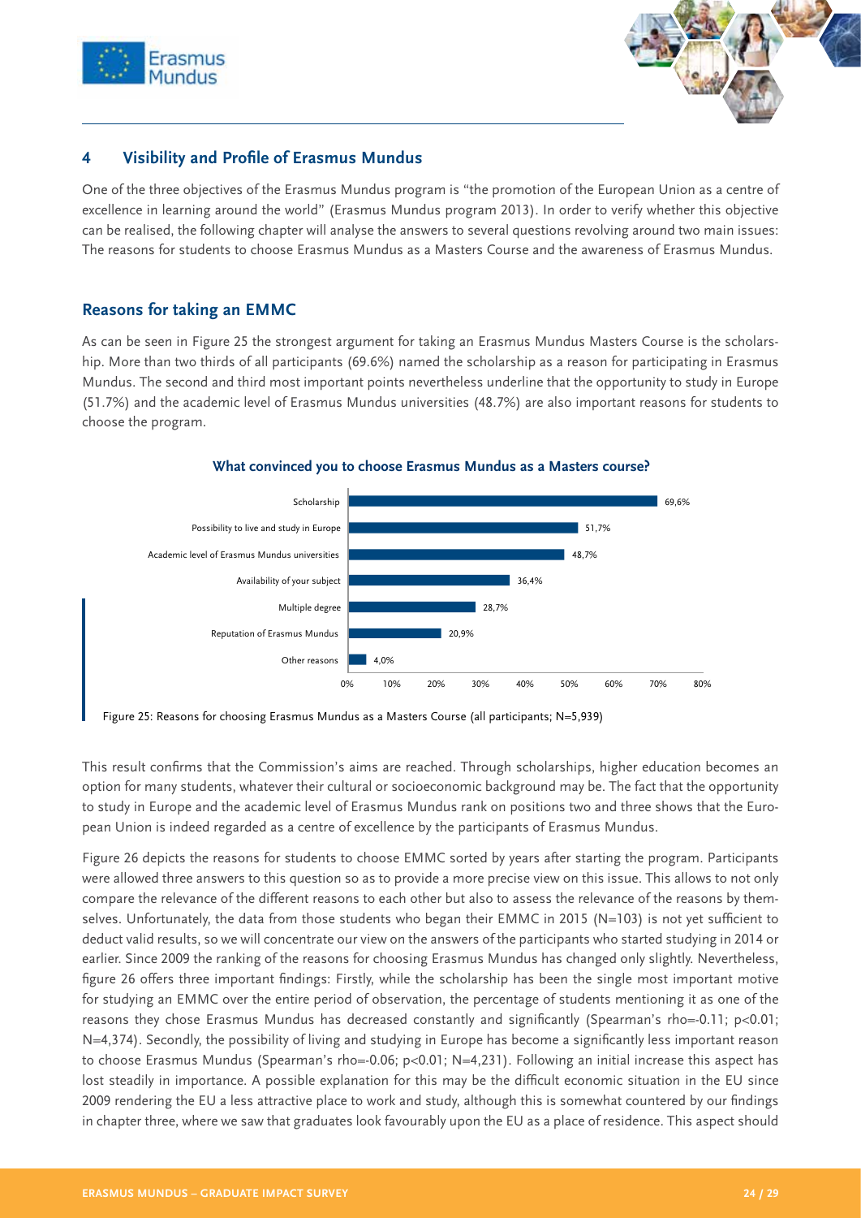## 4 Visibility and Profile of Erasmus Mundus

One of the three objectives of the Erasmus Mundus program is "the promotion of the European Union as a centre of excellence in learning around the world" (Erasmus Mundus program 2013). In order to verify whether this objective can be realised, the following chapter will analyse the answers to several questions revolving around two main issues: The reasons for students to choose Erasmus Mundus as a Masters Course and the awareness of Erasmus Mundus.

### Reasons for taking an EMMC

As can be seen in Figure 25 the strongest argument for taking an Erasmus Mundus Masters Course is the scholarship. More than two thirds of all participants (69.6%) named the scholarship as a reason for participating in Erasmus Mundus. The second and third most important points nevertheless underline that the opportunity to study in Europe (51.7%) and the academic level of Erasmus Mundus universities (48.7%) are also important reasons for students to choose the program.

**What convinced you to choose Erasmus Mundus as a Masters course?**

| Reason | Percentage |
|---|---|
| Scholarship | 69,6% |
| Possibility to live and study in Europe | 51,7% |
| Academic level of Erasmus Mundus universities | 48,7% |
| Availability of your subject | 36,4% |
| Multiple degree | 28,7% |
| Reputation of Erasmus Mundus | 20,9% |
| Other reasons | 4,0% |

Figure 25: Reasons for choosing Erasmus Mundus as a Masters Course (all participants; N=5,939)

This result confirms that the Commission's aims are reached. Through scholarships, higher education becomes an option for many students, whatever their cultural or socioeconomic background may be. The fact that the opportunity to study in Europe and the academic level of Erasmus Mundus rank on positions two and three shows that the European Union is indeed regarded as a centre of excellence by the participants of Erasmus Mundus.

Figure 26 depicts the reasons for students to choose EMMC sorted by years after starting the program. Participants were allowed three answers to this question so as to provide a more precise view on this issue. This allows to not only compare the relevance of the different reasons to each other but also to assess the relevance of the reasons by themselves. Unfortunately, the data from those students who began their EMMC in 2015 (N=103) is not yet sufficient to deduct valid results, so we will concentrate our view on the answers of the participants who started studying in 2014 or earlier. Since 2009 the ranking of the reasons for choosing Erasmus Mundus has changed only slightly. Nevertheless, figure 26 offers three important findings: Firstly, while the scholarship has been the single most important motive for studying an EMMC over the entire period of observation, the percentage of students mentioning it as one of the reasons they chose Erasmus Mundus has decreased constantly and significantly (Spearman's rho=-0.11; $p<0.01$; N=4,374). Secondly, the possibility of living and studying in Europe has become a significantly less important reason to choose Erasmus Mundus (Spearman's rho=-0.06; $p<0.01$; N=4,231). Following an initial increase this aspect has lost steadily in importance. A possible explanation for this may be the difficult economic situation in the EU since 2009 rendering the EU a less attractive place to work and study, although this is somewhat countered by our findings in chapter three, where we saw that graduates look favourably upon the EU as a place of residence. This aspect should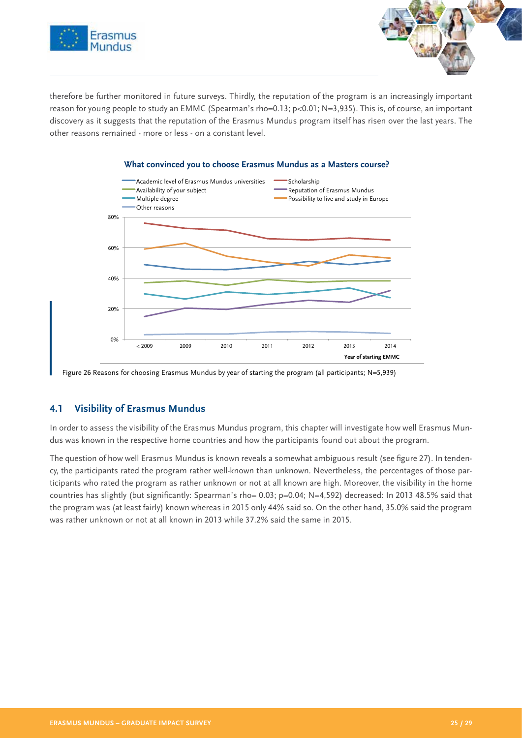therefore be further monitored in future surveys. Thirdly, the reputation of the program is an increasingly important reason for young people to study an EMMC (Spearman's rho=0.13; $p<0.01$; N=3,935). This is, of course, an important discovery as it suggests that the reputation of the Erasmus Mundus program itself has risen over the last years. The other reasons remained - more or less - on a constant level.

**What convinced you to choose Erasmus Mundus as a Masters course?**

Academic level of Erasmus Mundus universities
Scholarship
Availability of your subject
Reputation of Erasmus Mundus
Multiple degree
Possibility to live and study in Europe
Other reasons

80%
60%
40%
20%
0%

< 2009
2009
2010
2011
2012
2013
2014

Year of starting EMMC

Figure 26 Reasons for choosing Erasmus Mundus by year of starting the program (all participants; N=5,939)

## 4.1 Visibility of Erasmus Mundus

In order to assess the visibility of the Erasmus Mundus program, this chapter will investigate how well Erasmus Mundus was known in the respective home countries and how the participants found out about the program.

The question of how well Erasmus Mundus is known reveals a somewhat ambiguous result (see figure 27). In tendency, the participants rated the program rather well-known than unknown. Nevertheless, the percentages of those participants who rated the program as rather unknown or not at all known are high. Moreover, the visibility in the home countries has slightly (but significantly: Spearman's rho= 0.03; $p=0.04$; N=4,592) decreased: In 2013 48.5% said that the program was (at least fairly) known whereas in 2015 only 44% said so. On the other hand, 35.0% said the program was rather unknown or not at all known in 2013 while 37.2% said the same in 2015.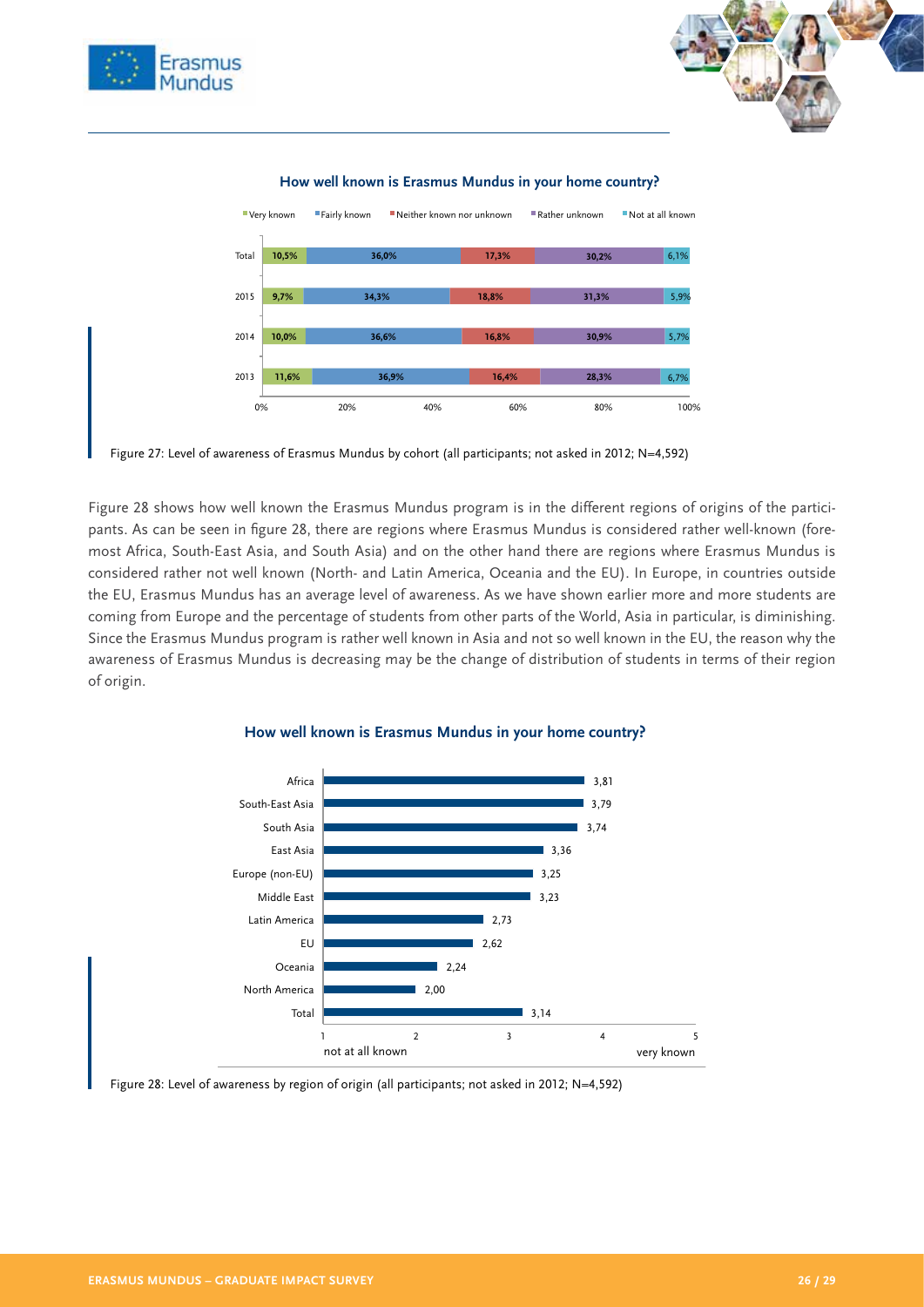**How well known is Erasmus Mundus in your home country?**

Very known
Fairly known
Neither known nor unknown
Rather unknown
Not at all known

Total 10,5% 36,0% 17,3% 30,2% 6,1%
2015 9,7% 34,3% 18,8% 31,3% 5,9%
2014 10,0% 36,6% 16,8% 30,9% 5,7%
2013 11,6% 36,9% 16,4% 28,3% 6,7%

0% 20% 40% 60% 80% 100%

Figure 27: Level of awareness of Erasmus Mundus by cohort (all participants; not asked in 2012; N=4,592)

Figure 28 shows how well known the Erasmus Mundus program is in the different regions of origins of the participants. As can be seen in figure 28, there are regions where Erasmus Mundus is considered rather well-known (foremost Africa, South-East Asia, and South Asia) and on the other hand there are regions where Erasmus Mundus is considered rather not well known (North- and Latin America, Oceania and the EU). In Europe, in countries outside the EU, Erasmus Mundus has an average level of awareness. As we have shown earlier more and more students are coming from Europe and the percentage of students from other parts of the World, Asia in particular, is diminishing. Since the Erasmus Mundus program is rather well known in Asia and not so well known in the EU, the reason why the awareness of Erasmus Mundus is decreasing may be the change of distribution of students in terms of their region of origin.

**How well known is Erasmus Mundus in your home country?**

Africa 3,81
South-East Asia 3,79
South Asia 3,74
East Asia 3,36
Europe (non-EU) 3,25
Middle East 3,23
Latin America 2,73
EU 2,62
Oceania 2,24
North America 2,00
Total 3,14

1 2 3 4 5
not at all known
very known

Figure 28: Level of awareness by region of origin (all participants; not asked in 2012; N=4,592)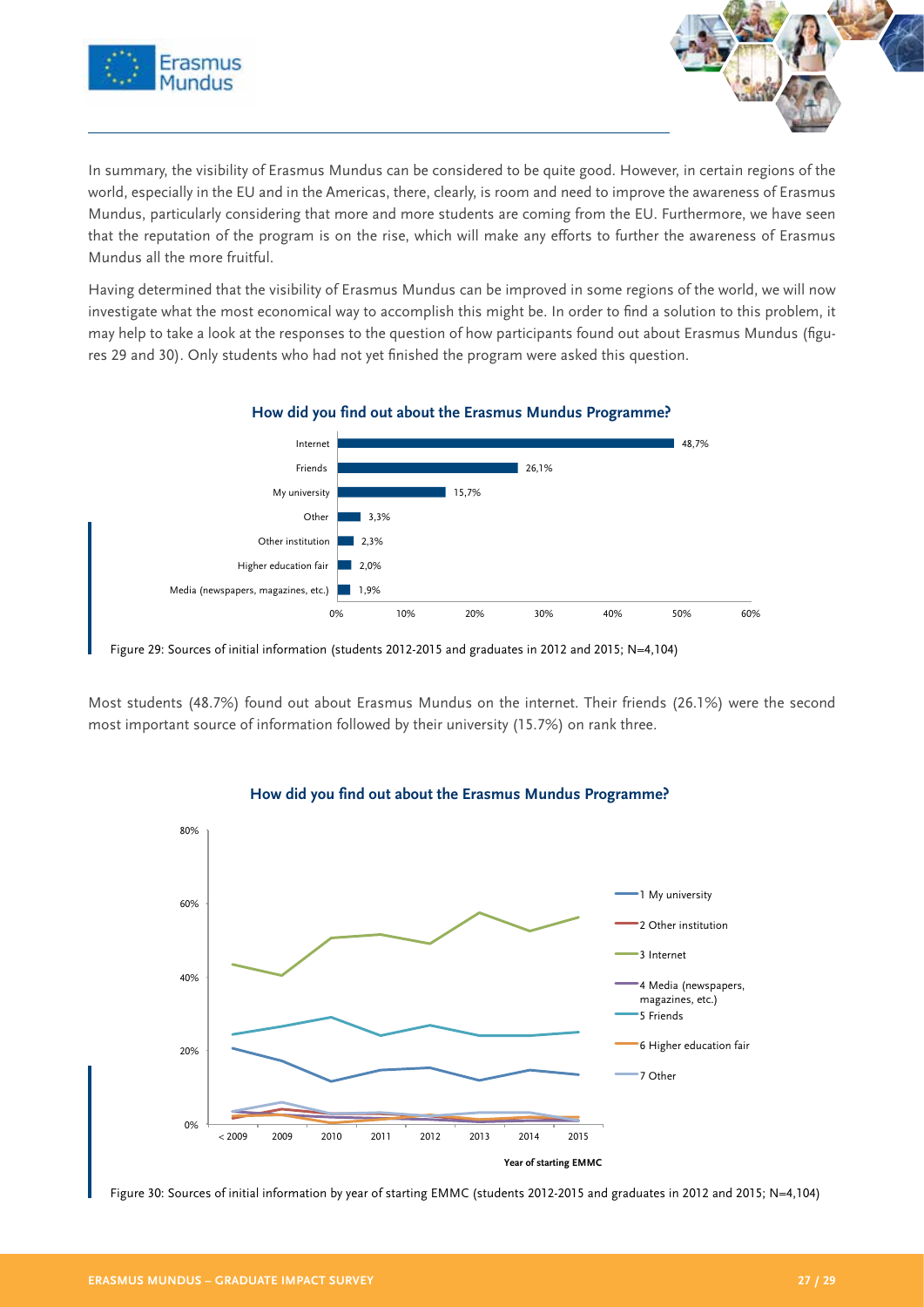In summary, the visibility of Erasmus Mundus can be considered to be quite good. However, in certain regions of the world, especially in the EU and in the Americas, there, clearly, is room and need to improve the awareness of Erasmus Mundus, particularly considering that more and more students are coming from the EU. Furthermore, we have seen that the reputation of the program is on the rise, which will make any efforts to further the awareness of Erasmus Mundus all the more fruitful.

Having determined that the visibility of Erasmus Mundus can be improved in some regions of the world, we will now investigate what the most economical way to accomplish this might be. In order to find a solution to this problem, it may help to take a look at the responses to the question of how participants found out about Erasmus Mundus (figures 29 and 30). Only students who had not yet finished the program were asked this question.

**How did you find out about the Erasmus Mundus Programme?**

Internet 48,7%
Friends 26,1%
My university 15,7%
Other 3,3%
Other institution 2,3%
Higher education fair 2,0%
Media (newspapers, magazines, etc.) 1,9%

0% 10% 20% 30% 40% 50% 60%

Figure 29: Sources of initial information (students 2012-2015 and graduates in 2012 and 2015; N=4,104)

Most students (48.7%) found out about Erasmus Mundus on the internet. Their friends (26.1%) were the second most important source of information followed by their university (15.7%) on rank three.

**How did you find out about the Erasmus Mundus Programme?**

80%
60%
40%
20%
0%

< 2009 2009 2010 2011 2012 2013 2014 2015

Year of starting EMMC

1 My university
2 Other institution
3 Internet
4 Media (newspapers, magazines, etc.)
5 Friends
6 Higher education fair
7 Other

Figure 30: Sources of initial information by year of starting EMMC (students 2012-2015 and graduates in 2012 and 2015; N=4,104)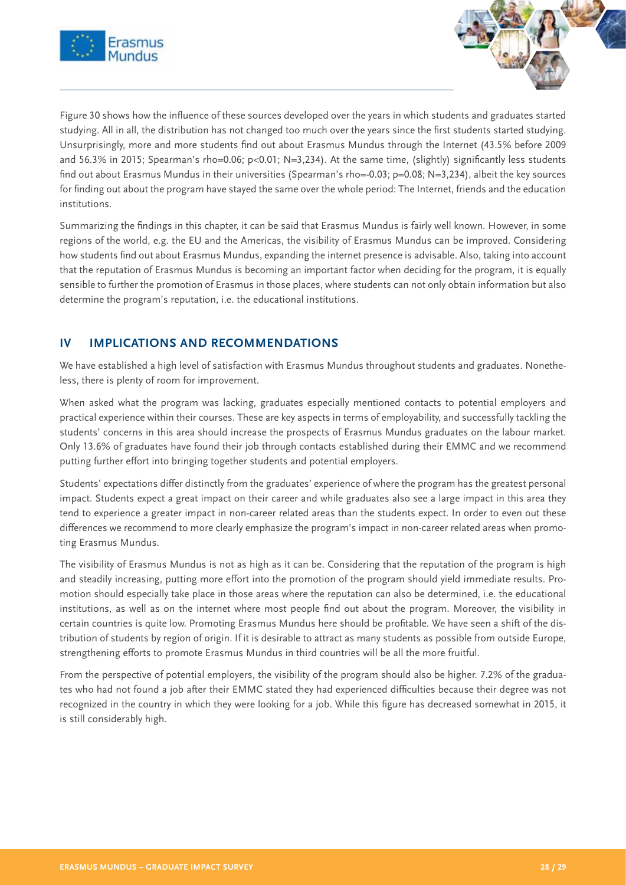Figure 30 shows how the influence of these sources developed over the years in which students and graduates started studying. All in all, the distribution has not changed too much over the years since the first students started studying. Unsurprisingly, more and more students find out about Erasmus Mundus through the Internet (43.5% before 2009 and 56.3% in 2015; Spearman's rho=0.06; $p<0.01$; N=3,234). At the same time, (slightly) significantly less students find out about Erasmus Mundus in their universities (Spearman's rho=-0.03; $p=0.08$; N=3,234), albeit the key sources for finding out about the program have stayed the same over the whole period: The Internet, friends and the education institutions.

Summarizing the findings in this chapter, it can be said that Erasmus Mundus is fairly well known. However, in some regions of the world, e.g. the EU and the Americas, the visibility of Erasmus Mundus can be improved. Considering how students find out about Erasmus Mundus, expanding the internet presence is advisable. Also, taking into account that the reputation of Erasmus Mundus is becoming an important factor when deciding for the program, it is equally sensible to further the promotion of Erasmus in those places, where students can not only obtain information but also determine the program's reputation, i.e. the educational institutions.

## IV IMPLICATIONS AND RECOMMENDATIONS

We have established a high level of satisfaction with Erasmus Mundus throughout students and graduates. Nonetheless, there is plenty of room for improvement.

When asked what the program was lacking, graduates especially mentioned contacts to potential employers and practical experience within their courses. These are key aspects in terms of employability, and successfully tackling the students' concerns in this area should increase the prospects of Erasmus Mundus graduates on the labour market. Only 13.6% of graduates have found their job through contacts established during their EMMC and we recommend putting further effort into bringing together students and potential employers.

Students' expectations differ distinctly from the graduates' experience of where the program has the greatest personal impact. Students expect a great impact on their career and while graduates also see a large impact in this area they tend to experience a greater impact in non-career related areas than the students expect. In order to even out these differences we recommend to more clearly emphasize the program's impact in non-career related areas when promoting Erasmus Mundus.

The visibility of Erasmus Mundus is not as high as it can be. Considering that the reputation of the program is high and steadily increasing, putting more effort into the promotion of the program should yield immediate results. Promotion should especially take place in those areas where the reputation can also be determined, i.e. the educational institutions, as well as on the internet where most people find out about the program. Moreover, the visibility in certain countries is quite low. Promoting Erasmus Mundus here should be profitable. We have seen a shift of the distribution of students by region of origin. If it is desirable to attract as many students as possible from outside Europe, strengthening efforts to promote Erasmus Mundus in third countries will be all the more fruitful.

From the perspective of potential employers, the visibility of the program should also be higher. 7.2% of the graduates who had not found a job after their EMMC stated they had experienced difficulties because their degree was not recognized in the country in which they were looking for a job. While this figure has decreased somewhat in 2015, it is still considerably high.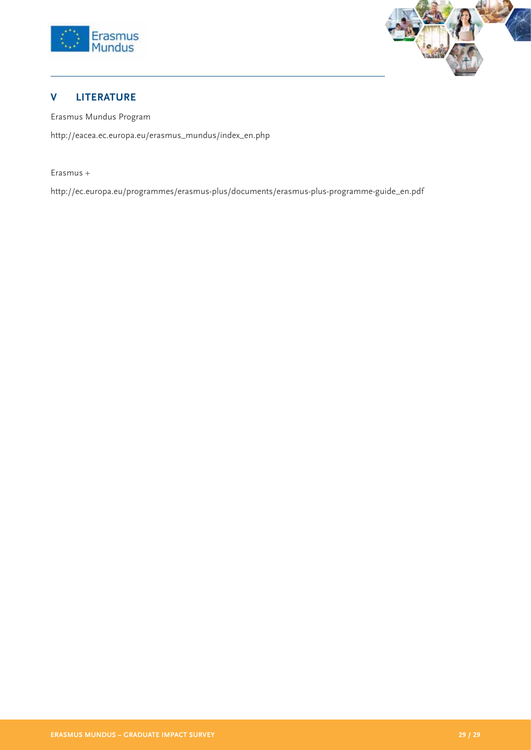## V LITERATURE

Erasmus Mundus Program

http://eacea.ec.europa.eu/erasmus_mundus/index_en.php

Erasmus +

http://ec.europa.eu/programmes/erasmus-plus/documents/erasmus-plus-programme-guide_en.pdf